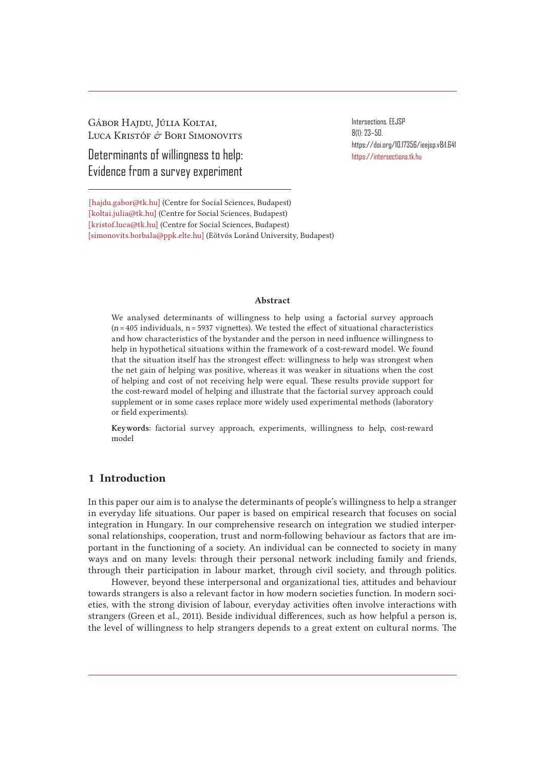Gábor Hajdu, Júlia Koltai, Luca Kristóf & Bori Simonovits

# Determinants of willingness to help: Evidence from a survey experiment

Intersections. EEJSP
8(1): 23–50.
https://doi.org/10.17356/ieejsp.v8i1.641
https://intersections.tk.hu

[hajdu.gabor@tk.hu] (Centre for Social Sciences, Budapest)
[koltai.julia@tk.hu] (Centre for Social Sciences, Budapest)
[kristof.luca@tk.hu] (Centre for Social Sciences, Budapest)
[simonovits.borbala@ppk.elte.hu] (Eötvös Loránd University, Budapest)

**Abstract**

We analysed determinants of willingness to help using a factorial survey approach (n = 405 individuals, n = 5937 vignettes). We tested the effect of situational characteristics and how characteristics of the bystander and the person in need influence willingness to help in hypothetical situations within the framework of a cost-reward model. We found that the situation itself has the strongest effect: willingness to help was strongest when the net gain of helping was positive, whereas it was weaker in situations when the cost of helping and cost of not receiving help were equal. These results provide support for the cost-reward model of helping and illustrate that the factorial survey approach could supplement or in some cases replace more widely used experimental methods (laboratory or field experiments).

**Keywords:** factorial survey approach, experiments, willingness to help, cost-reward model

## 1 Introduction

In this paper our aim is to analyse the determinants of people's willingness to help a stranger in everyday life situations. Our paper is based on empirical research that focuses on social integration in Hungary. In our comprehensive research on integration we studied interpersonal relationships, cooperation, trust and norm-following behaviour as factors that are important in the functioning of a society. An individual can be connected to society in many ways and on many levels: through their personal network including family and friends, through their participation in labour market, through civil society, and through politics.

However, beyond these interpersonal and organizational ties, attitudes and behaviour towards strangers is also a relevant factor in how modern societies function. In modern societies, with the strong division of labour, everyday activities often involve interactions with strangers (Green et al., 2011). Beside individual differences, such as how helpful a person is, the level of willingness to help strangers depends to a great extent on cultural norms. The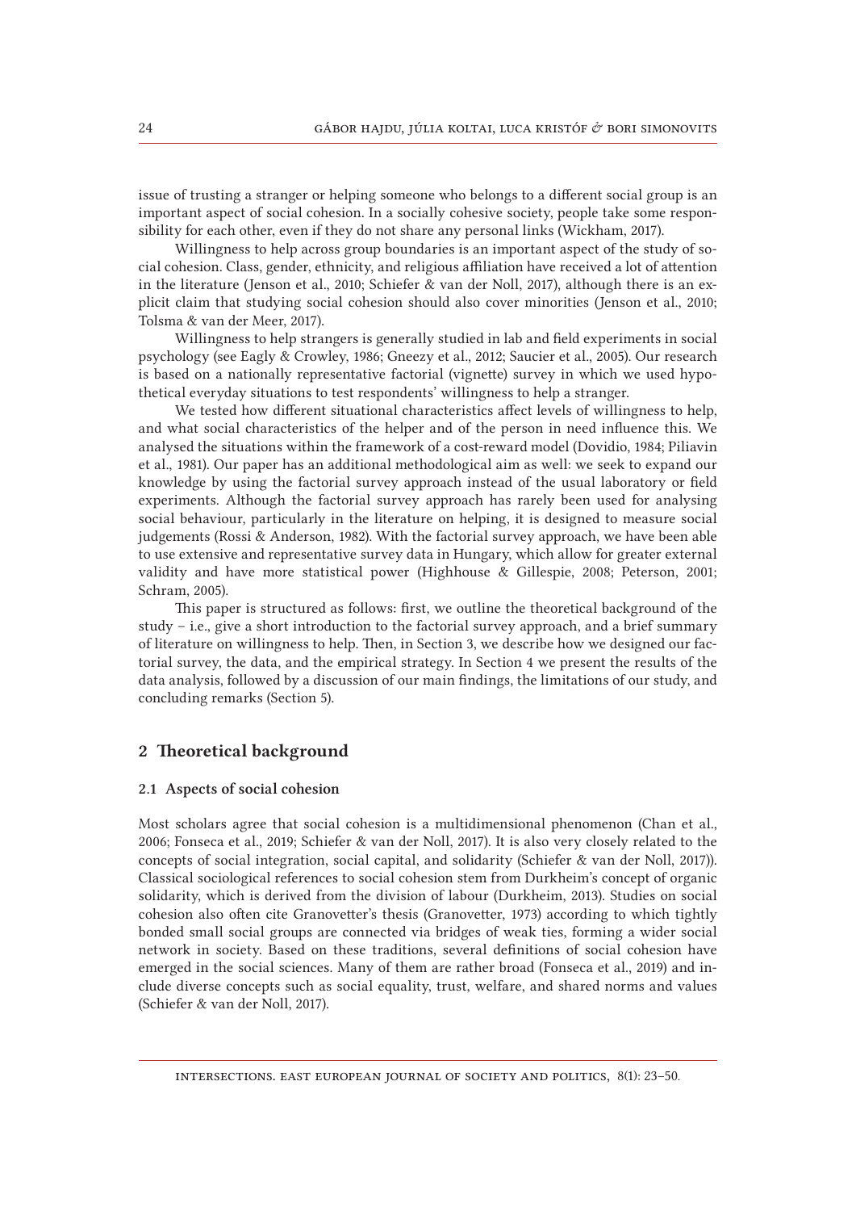issue of trusting a stranger or helping someone who belongs to a different social group is an important aspect of social cohesion. In a socially cohesive society, people take some responsibility for each other, even if they do not share any personal links (Wickham, 2017).

Willingness to help across group boundaries is an important aspect of the study of social cohesion. Class, gender, ethnicity, and religious affiliation have received a lot of attention in the literature (Jenson et al., 2010; Schiefer & van der Noll, 2017), although there is an explicit claim that studying social cohesion should also cover minorities (Jenson et al., 2010; Tolsma & van der Meer, 2017).

Willingness to help strangers is generally studied in lab and field experiments in social psychology (see Eagly & Crowley, 1986; Gneezy et al., 2012; Saucier et al., 2005). Our research is based on a nationally representative factorial (vignette) survey in which we used hypothetical everyday situations to test respondents' willingness to help a stranger.

We tested how different situational characteristics affect levels of willingness to help, and what social characteristics of the helper and of the person in need influence this. We analysed the situations within the framework of a cost-reward model (Dovidio, 1984; Piliavin et al., 1981). Our paper has an additional methodological aim as well: we seek to expand our knowledge by using the factorial survey approach instead of the usual laboratory or field experiments. Although the factorial survey approach has rarely been used for analysing social behaviour, particularly in the literature on helping, it is designed to measure social judgements (Rossi & Anderson, 1982). With the factorial survey approach, we have been able to use extensive and representative survey data in Hungary, which allow for greater external validity and have more statistical power (Highhouse & Gillespie, 2008; Peterson, 2001; Schram, 2005).

This paper is structured as follows: first, we outline the theoretical background of the study – i.e., give a short introduction to the factorial survey approach, and a brief summary of literature on willingness to help. Then, in Section 3, we describe how we designed our factorial survey, the data, and the empirical strategy. In Section 4 we present the results of the data analysis, followed by a discussion of our main findings, the limitations of our study, and concluding remarks (Section 5).

## 2 Theoretical background

### 2.1 Aspects of social cohesion

Most scholars agree that social cohesion is a multidimensional phenomenon (Chan et al., 2006; Fonseca et al., 2019; Schiefer & van der Noll, 2017). It is also very closely related to the concepts of social integration, social capital, and solidarity (Schiefer & van der Noll, 2017)). Classical sociological references to social cohesion stem from Durkheim's concept of organic solidarity, which is derived from the division of labour (Durkheim, 2013). Studies on social cohesion also often cite Granovetter's thesis (Granovetter, 1973) according to which tightly bonded small social groups are connected via bridges of weak ties, forming a wider social network in society. Based on these traditions, several definitions of social cohesion have emerged in the social sciences. Many of them are rather broad (Fonseca et al., 2019) and include diverse concepts such as social equality, trust, welfare, and shared norms and values (Schiefer & van der Noll, 2017).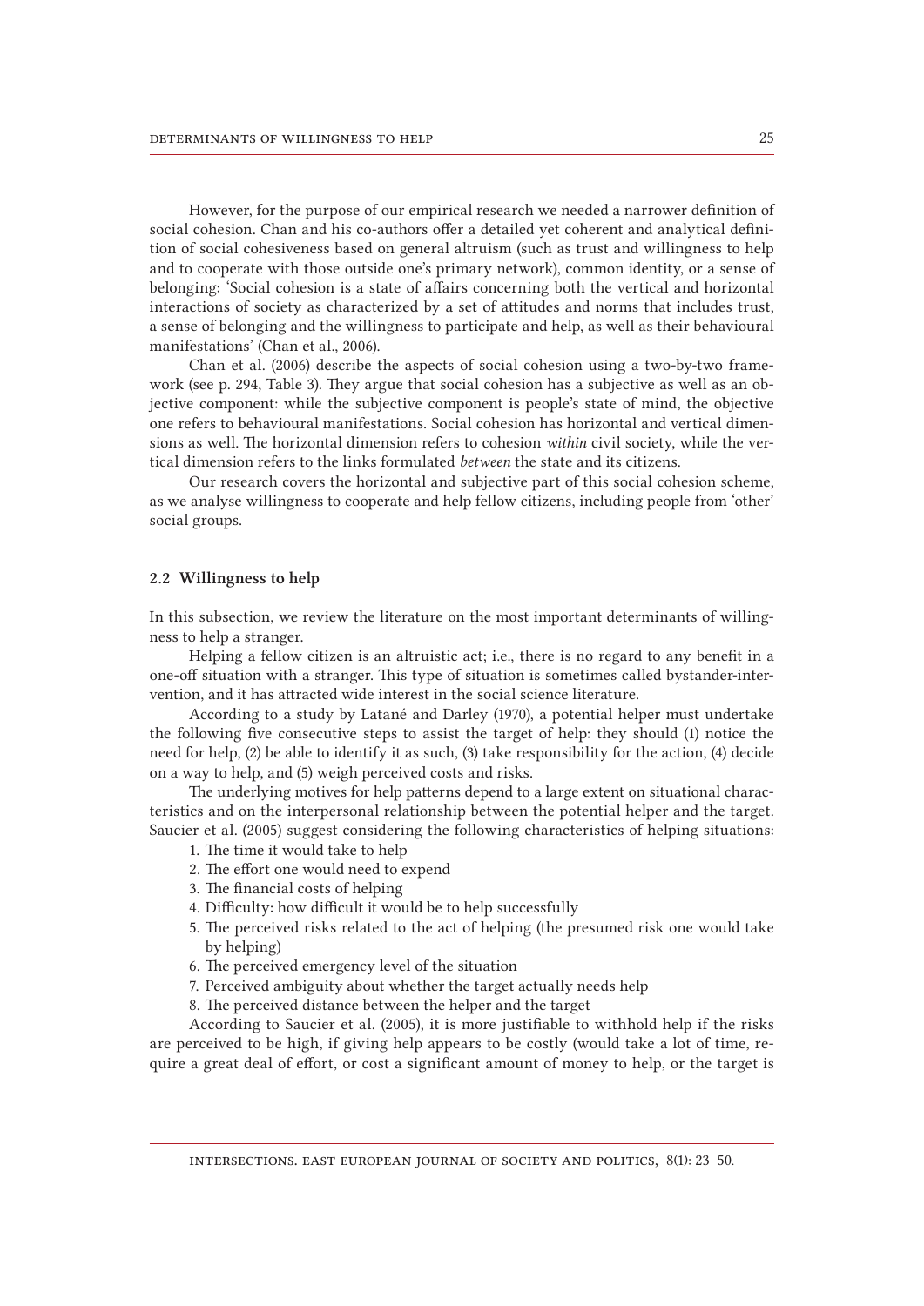However, for the purpose of our empirical research we needed a narrower definition of social cohesion. Chan and his co-authors offer a detailed yet coherent and analytical definition of social cohesiveness based on general altruism (such as trust and willingness to help and to cooperate with those outside one's primary network), common identity, or a sense of belonging: 'Social cohesion is a state of affairs concerning both the vertical and horizontal interactions of society as characterized by a set of attitudes and norms that includes trust, a sense of belonging and the willingness to participate and help, as well as their behavioural manifestations' (Chan et al., 2006).

Chan et al. (2006) describe the aspects of social cohesion using a two-by-two framework (see p. 294, Table 3). They argue that social cohesion has a subjective as well as an objective component: while the subjective component is people's state of mind, the objective one refers to behavioural manifestations. Social cohesion has horizontal and vertical dimensions as well. The horizontal dimension refers to cohesion *within* civil society, while the vertical dimension refers to the links formulated *between* the state and its citizens.

Our research covers the horizontal and subjective part of this social cohesion scheme, as we analyse willingness to cooperate and help fellow citizens, including people from 'other' social groups.

### 2.2 Willingness to help

In this subsection, we review the literature on the most important determinants of willingness to help a stranger.

Helping a fellow citizen is an altruistic act; i.e., there is no regard to any benefit in a one-off situation with a stranger. This type of situation is sometimes called bystander-intervention, and it has attracted wide interest in the social science literature.

According to a study by Latané and Darley (1970), a potential helper must undertake the following five consecutive steps to assist the target of help: they should (1) notice the need for help, (2) be able to identify it as such, (3) take responsibility for the action, (4) decide on a way to help, and (5) weigh perceived costs and risks.

The underlying motives for help patterns depend to a large extent on situational characteristics and on the interpersonal relationship between the potential helper and the target. Saucier et al. (2005) suggest considering the following characteristics of helping situations:

1. The time it would take to help
2. The effort one would need to expend
3. The financial costs of helping
4. Difficulty: how difficult it would be to help successfully
5. The perceived risks related to the act of helping (the presumed risk one would take by helping)
6. The perceived emergency level of the situation
7. Perceived ambiguity about whether the target actually needs help
8. The perceived distance between the helper and the target

According to Saucier et al. (2005), it is more justifiable to withhold help if the risks are perceived to be high, if giving help appears to be costly (would take a lot of time, require a great deal of effort, or cost a significant amount of money to help, or the target is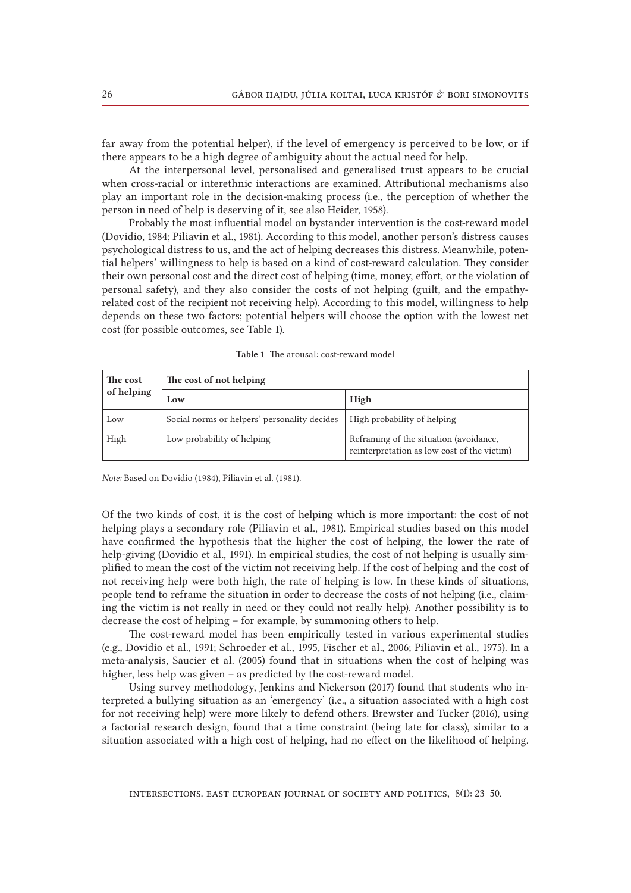far away from the potential helper), if the level of emergency is perceived to be low, or if there appears to be a high degree of ambiguity about the actual need for help.

At the interpersonal level, personalised and generalised trust appears to be crucial when cross-racial or interethnic interactions are examined. Attributional mechanisms also play an important role in the decision-making process (i.e., the perception of whether the person in need of help is deserving of it, see also Heider, 1958).

Probably the most influential model on bystander intervention is the cost-reward model (Dovidio, 1984; Piliavin et al., 1981). According to this model, another person's distress causes psychological distress to us, and the act of helping decreases this distress. Meanwhile, potential helpers' willingness to help is based on a kind of cost-reward calculation. They consider their own personal cost and the direct cost of helping (time, money, effort, or the violation of personal safety), and they also consider the costs of not helping (guilt, and the empathy-related cost of the recipient not receiving help). According to this model, willingness to help depends on these two factors; potential helpers will choose the option with the lowest net cost (for possible outcomes, see Table 1).

**Table 1** The arousal: cost-reward model

| The cost of helping | The cost of not helping | |
|---|---|---|
| | **Low** | **High** |
| Low | Social norms or helpers' personality decides | High probability of helping |
| High | Low probability of helping | Reframing of the situation (avoidance, reinterpretation as low cost of the victim) |

*Note:* Based on Dovidio (1984), Piliavin et al. (1981).

Of the two kinds of cost, it is the cost of helping which is more important: the cost of not helping plays a secondary role (Piliavin et al., 1981). Empirical studies based on this model have confirmed the hypothesis that the higher the cost of helping, the lower the rate of help-giving (Dovidio et al., 1991). In empirical studies, the cost of not helping is usually simplified to mean the cost of the victim not receiving help. If the cost of helping and the cost of not receiving help were both high, the rate of helping is low. In these kinds of situations, people tend to reframe the situation in order to decrease the costs of not helping (i.e., claiming the victim is not really in need or they could not really help). Another possibility is to decrease the cost of helping – for example, by summoning others to help.

The cost-reward model has been empirically tested in various experimental studies (e.g., Dovidio et al., 1991; Schroeder et al., 1995, Fischer et al., 2006; Piliavin et al., 1975). In a meta-analysis, Saucier et al. (2005) found that in situations when the cost of helping was higher, less help was given – as predicted by the cost-reward model.

Using survey methodology, Jenkins and Nickerson (2017) found that students who interpreted a bullying situation as an 'emergency' (i.e., a situation associated with a high cost for not receiving help) were more likely to defend others. Brewster and Tucker (2016), using a factorial research design, found that a time constraint (being late for class), similar to a situation associated with a high cost of helping, had no effect on the likelihood of helping.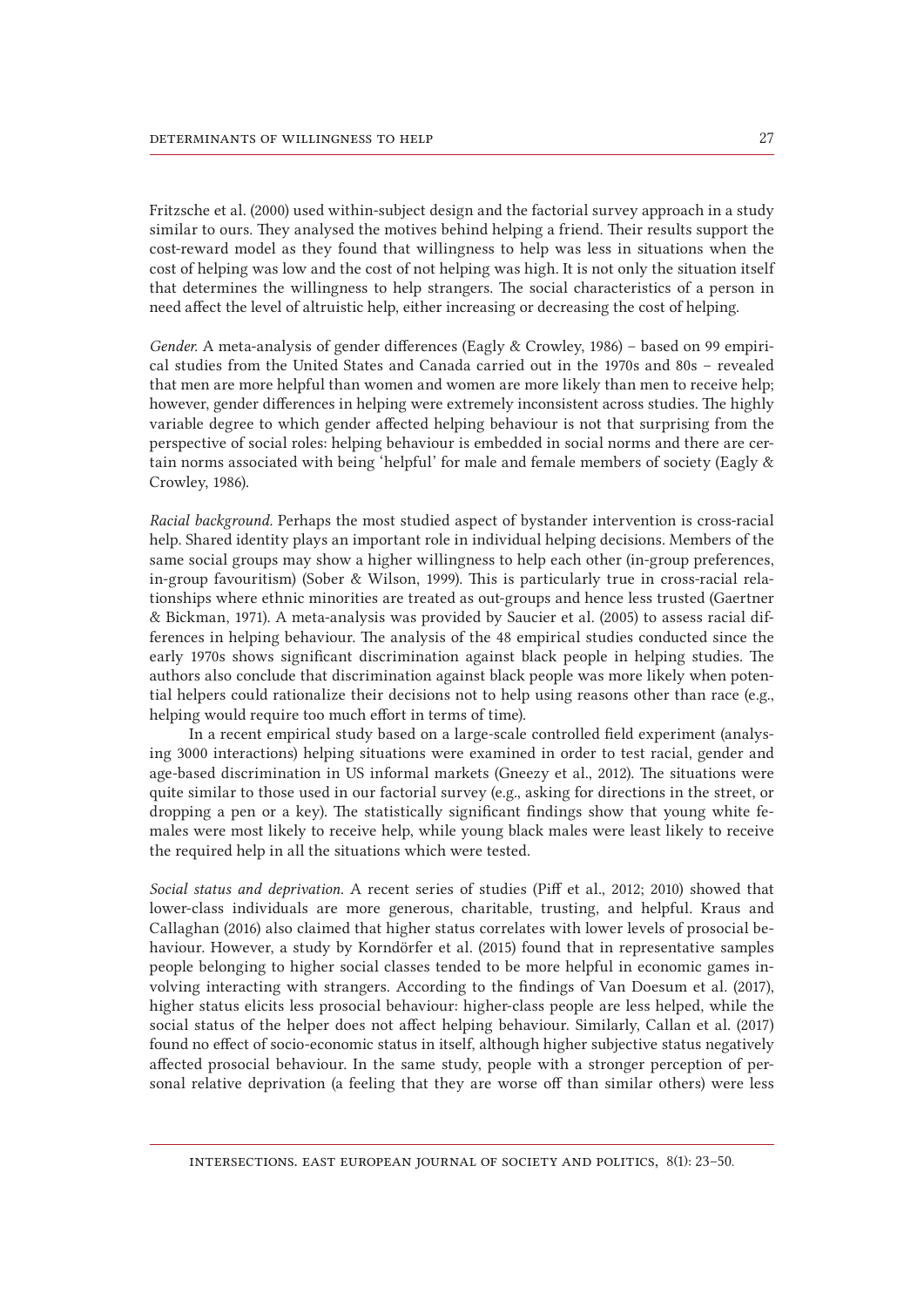Fritzsche et al. (2000) used within-subject design and the factorial survey approach in a study similar to ours. They analysed the motives behind helping a friend. Their results support the cost-reward model as they found that willingness to help was less in situations when the cost of helping was low and the cost of not helping was high. It is not only the situation itself that determines the willingness to help strangers. The social characteristics of a person in need affect the level of altruistic help, either increasing or decreasing the cost of helping.

*Gender.* A meta-analysis of gender differences (Eagly & Crowley, 1986) – based on 99 empirical studies from the United States and Canada carried out in the 1970s and 80s – revealed that men are more helpful than women and women are more likely than men to receive help; however, gender differences in helping were extremely inconsistent across studies. The highly variable degree to which gender affected helping behaviour is not that surprising from the perspective of social roles: helping behaviour is embedded in social norms and there are certain norms associated with being 'helpful' for male and female members of society (Eagly & Crowley, 1986).

*Racial background.* Perhaps the most studied aspect of bystander intervention is cross-racial help. Shared identity plays an important role in individual helping decisions. Members of the same social groups may show a higher willingness to help each other (in-group preferences, in-group favouritism) (Sober & Wilson, 1999). This is particularly true in cross-racial relationships where ethnic minorities are treated as out-groups and hence less trusted (Gaertner & Bickman, 1971). A meta-analysis was provided by Saucier et al. (2005) to assess racial differences in helping behaviour. The analysis of the 48 empirical studies conducted since the early 1970s shows significant discrimination against black people in helping studies. The authors also conclude that discrimination against black people was more likely when potential helpers could rationalize their decisions not to help using reasons other than race (e.g., helping would require too much effort in terms of time).

In a recent empirical study based on a large-scale controlled field experiment (analysing 3000 interactions) helping situations were examined in order to test racial, gender and age-based discrimination in US informal markets (Gneezy et al., 2012). The situations were quite similar to those used in our factorial survey (e.g., asking for directions in the street, or dropping a pen or a key). The statistically significant findings show that young white females were most likely to receive help, while young black males were least likely to receive the required help in all the situations which were tested.

*Social status and deprivation.* A recent series of studies (Piff et al., 2012; 2010) showed that lower-class individuals are more generous, charitable, trusting, and helpful. Kraus and Callaghan (2016) also claimed that higher status correlates with lower levels of prosocial behaviour. However, a study by Korndörfer et al. (2015) found that in representative samples people belonging to higher social classes tended to be more helpful in economic games involving interacting with strangers. According to the findings of Van Doesum et al. (2017), higher status elicits less prosocial behaviour: higher-class people are less helped, while the social status of the helper does not affect helping behaviour. Similarly, Callan et al. (2017) found no effect of socio-economic status in itself, although higher subjective status negatively affected prosocial behaviour. In the same study, people with a stronger perception of personal relative deprivation (a feeling that they are worse off than similar others) were less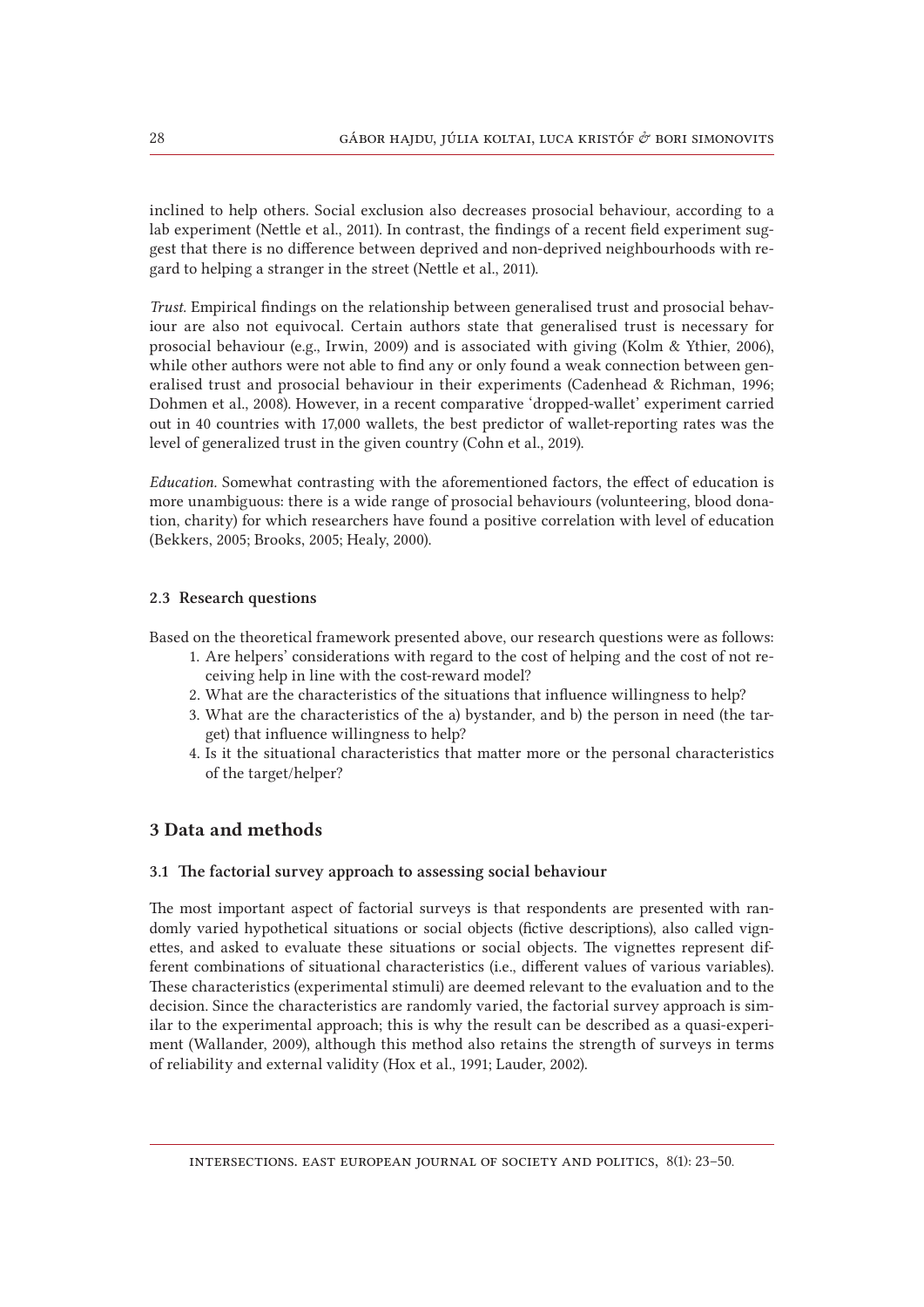inclined to help others. Social exclusion also decreases prosocial behaviour, according to a lab experiment (Nettle et al., 2011). In contrast, the findings of a recent field experiment suggest that there is no difference between deprived and non-deprived neighbourhoods with regard to helping a stranger in the street (Nettle et al., 2011).

*Trust.* Empirical findings on the relationship between generalised trust and prosocial behaviour are also not equivocal. Certain authors state that generalised trust is necessary for prosocial behaviour (e.g., Irwin, 2009) and is associated with giving (Kolm & Ythier, 2006), while other authors were not able to find any or only found a weak connection between generalised trust and prosocial behaviour in their experiments (Cadenhead & Richman, 1996; Dohmen et al., 2008). However, in a recent comparative 'dropped-wallet' experiment carried out in 40 countries with 17,000 wallets, the best predictor of wallet-reporting rates was the level of generalized trust in the given country (Cohn et al., 2019).

*Education.* Somewhat contrasting with the aforementioned factors, the effect of education is more unambiguous: there is a wide range of prosocial behaviours (volunteering, blood donation, charity) for which researchers have found a positive correlation with level of education (Bekkers, 2005; Brooks, 2005; Healy, 2000).

### 2.3 Research questions

Based on the theoretical framework presented above, our research questions were as follows:

1. Are helpers' considerations with regard to the cost of helping and the cost of not receiving help in line with the cost-reward model?
2. What are the characteristics of the situations that influence willingness to help?
3. What are the characteristics of the a) bystander, and b) the person in need (the target) that influence willingness to help?
4. Is it the situational characteristics that matter more or the personal characteristics of the target/helper?

## 3 Data and methods

### 3.1 The factorial survey approach to assessing social behaviour

The most important aspect of factorial surveys is that respondents are presented with randomly varied hypothetical situations or social objects (fictive descriptions), also called vignettes, and asked to evaluate these situations or social objects. The vignettes represent different combinations of situational characteristics (i.e., different values of various variables). These characteristics (experimental stimuli) are deemed relevant to the evaluation and to the decision. Since the characteristics are randomly varied, the factorial survey approach is similar to the experimental approach; this is why the result can be described as a quasi-experiment (Wallander, 2009), although this method also retains the strength of surveys in terms of reliability and external validity (Hox et al., 1991; Lauder, 2002).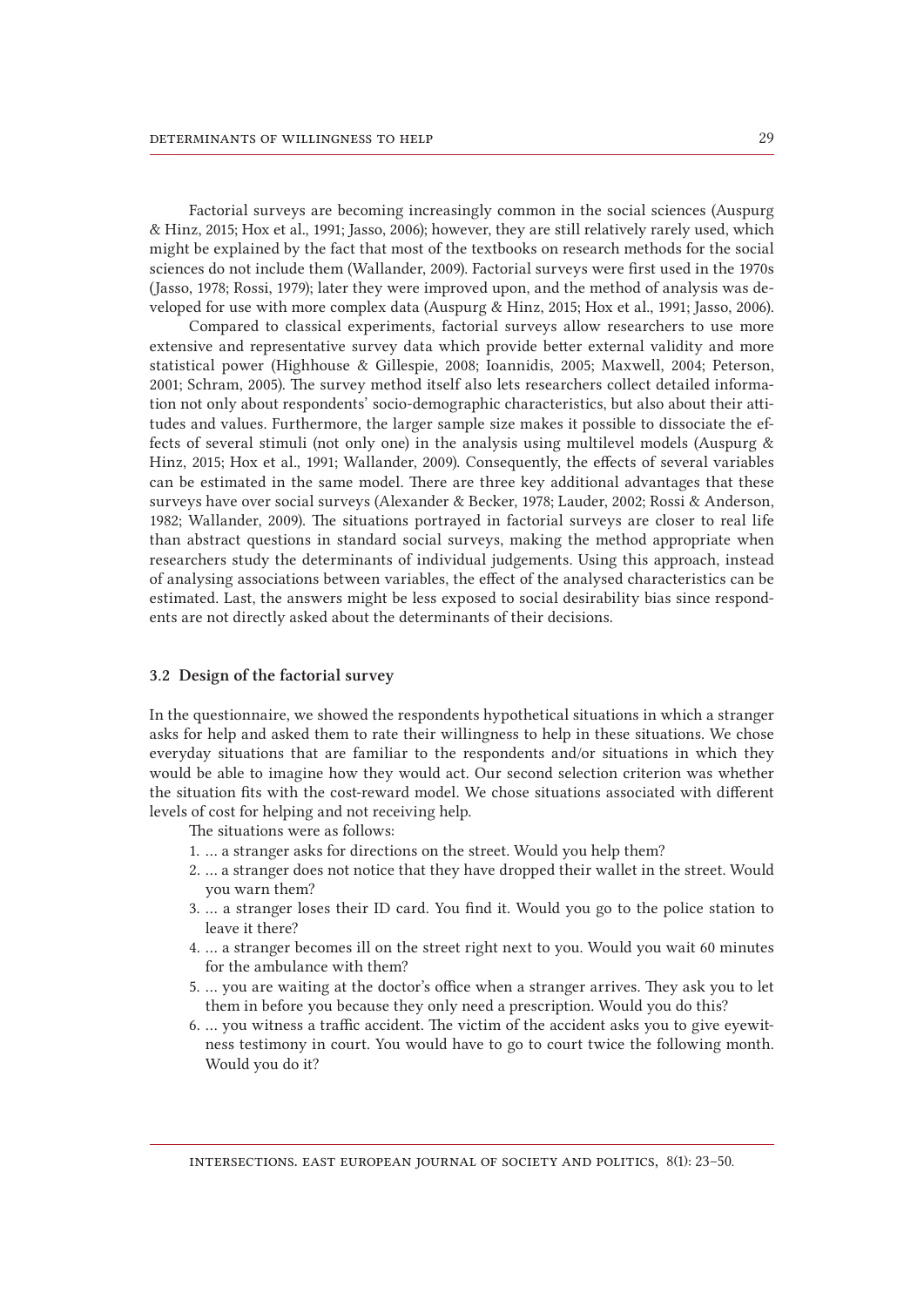Factorial surveys are becoming increasingly common in the social sciences (Auspurg & Hinz, 2015; Hox et al., 1991; Jasso, 2006); however, they are still relatively rarely used, which might be explained by the fact that most of the textbooks on research methods for the social sciences do not include them (Wallander, 2009). Factorial surveys were first used in the 1970s (Jasso, 1978; Rossi, 1979); later they were improved upon, and the method of analysis was developed for use with more complex data (Auspurg & Hinz, 2015; Hox et al., 1991; Jasso, 2006).

Compared to classical experiments, factorial surveys allow researchers to use more extensive and representative survey data which provide better external validity and more statistical power (Highhouse & Gillespie, 2008; Ioannidis, 2005; Maxwell, 2004; Peterson, 2001; Schram, 2005). The survey method itself also lets researchers collect detailed information not only about respondents' socio-demographic characteristics, but also about their attitudes and values. Furthermore, the larger sample size makes it possible to dissociate the effects of several stimuli (not only one) in the analysis using multilevel models (Auspurg & Hinz, 2015; Hox et al., 1991; Wallander, 2009). Consequently, the effects of several variables can be estimated in the same model. There are three key additional advantages that these surveys have over social surveys (Alexander & Becker, 1978; Lauder, 2002; Rossi & Anderson, 1982; Wallander, 2009). The situations portrayed in factorial surveys are closer to real life than abstract questions in standard social surveys, making the method appropriate when researchers study the determinants of individual judgements. Using this approach, instead of analysing associations between variables, the effect of the analysed characteristics can be estimated. Last, the answers might be less exposed to social desirability bias since respondents are not directly asked about the determinants of their decisions.

### 3.2 Design of the factorial survey

In the questionnaire, we showed the respondents hypothetical situations in which a stranger asks for help and asked them to rate their willingness to help in these situations. We chose everyday situations that are familiar to the respondents and/or situations in which they would be able to imagine how they would act. Our second selection criterion was whether the situation fits with the cost-reward model. We chose situations associated with different levels of cost for helping and not receiving help.

The situations were as follows:

1. … a stranger asks for directions on the street. Would you help them?
2. … a stranger does not notice that they have dropped their wallet in the street. Would you warn them?
3. … a stranger loses their ID card. You find it. Would you go to the police station to leave it there?
4. … a stranger becomes ill on the street right next to you. Would you wait 60 minutes for the ambulance with them?
5. … you are waiting at the doctor's office when a stranger arrives. They ask you to let them in before you because they only need a prescription. Would you do this?
6. … you witness a traffic accident. The victim of the accident asks you to give eyewitness testimony in court. You would have to go to court twice the following month. Would you do it?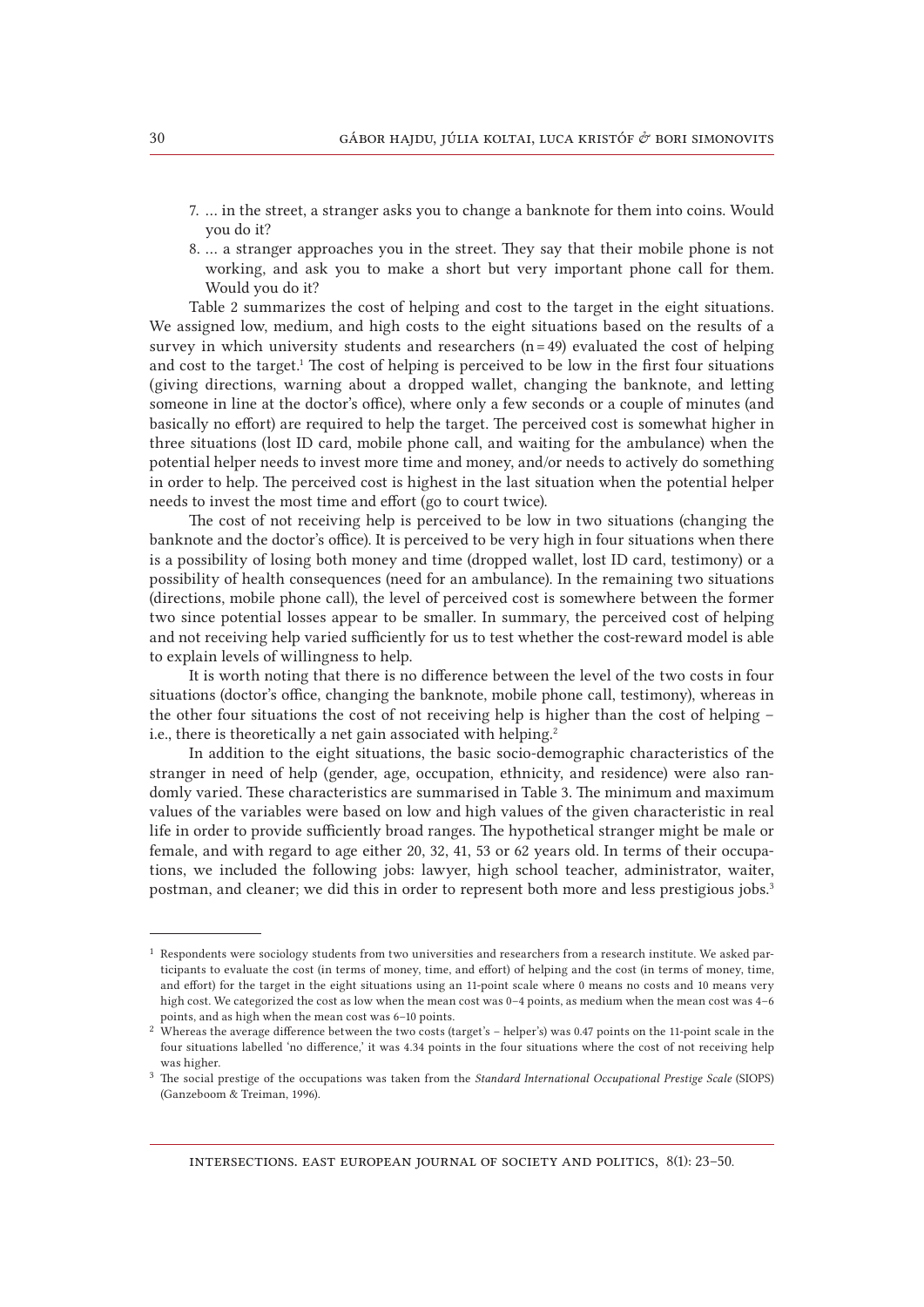7. … in the street, a stranger asks you to change a banknote for them into coins. Would you do it?
8. … a stranger approaches you in the street. They say that their mobile phone is not working, and ask you to make a short but very important phone call for them. Would you do it?

Table 2 summarizes the cost of helping and cost to the target in the eight situations. We assigned low, medium, and high costs to the eight situations based on the results of a survey in which university students and researchers (n = 49) evaluated the cost of helping and cost to the target.[1] The cost of helping is perceived to be low in the first four situations (giving directions, warning about a dropped wallet, changing the banknote, and letting someone in line at the doctor's office), where only a few seconds or a couple of minutes (and basically no effort) are required to help the target. The perceived cost is somewhat higher in three situations (lost ID card, mobile phone call, and waiting for the ambulance) when the potential helper needs to invest more time and money, and/or needs to actively do something in order to help. The perceived cost is highest in the last situation when the potential helper needs to invest the most time and effort (go to court twice).

The cost of not receiving help is perceived to be low in two situations (changing the banknote and the doctor's office). It is perceived to be very high in four situations when there is a possibility of losing both money and time (dropped wallet, lost ID card, testimony) or a possibility of health consequences (need for an ambulance). In the remaining two situations (directions, mobile phone call), the level of perceived cost is somewhere between the former two since potential losses appear to be smaller. In summary, the perceived cost of helping and not receiving help varied sufficiently for us to test whether the cost-reward model is able to explain levels of willingness to help.

It is worth noting that there is no difference between the level of the two costs in four situations (doctor's office, changing the banknote, mobile phone call, testimony), whereas in the other four situations the cost of not receiving help is higher than the cost of helping – i.e., there is theoretically a net gain associated with helping.[2]

In addition to the eight situations, the basic socio-demographic characteristics of the stranger in need of help (gender, age, occupation, ethnicity, and residence) were also randomly varied. These characteristics are summarised in Table 3. The minimum and maximum values of the variables were based on low and high values of the given characteristic in real life in order to provide sufficiently broad ranges. The hypothetical stranger might be male or female, and with regard to age either 20, 32, 41, 53 or 62 years old. In terms of their occupations, we included the following jobs: lawyer, high school teacher, administrator, waiter, postman, and cleaner; we did this in order to represent both more and less prestigious jobs.[3]

---

[1] Respondents were sociology students from two universities and researchers from a research institute. We asked participants to evaluate the cost (in terms of money, time, and effort) of helping and the cost (in terms of money, time, and effort) for the target in the eight situations using an 11-point scale where 0 means no costs and 10 means very high cost. We categorized the cost as low when the mean cost was 0–4 points, as medium when the mean cost was 4–6 points, and as high when the mean cost was 6–10 points.

[2] Whereas the average difference between the two costs (target's – helper's) was 0.47 points on the 11-point scale in the four situations labelled 'no difference,' it was 4.34 points in the four situations where the cost of not receiving help was higher.

[3] The social prestige of the occupations was taken from the *Standard International Occupational Prestige Scale* (SIOPS) (Ganzeboom & Treiman, 1996).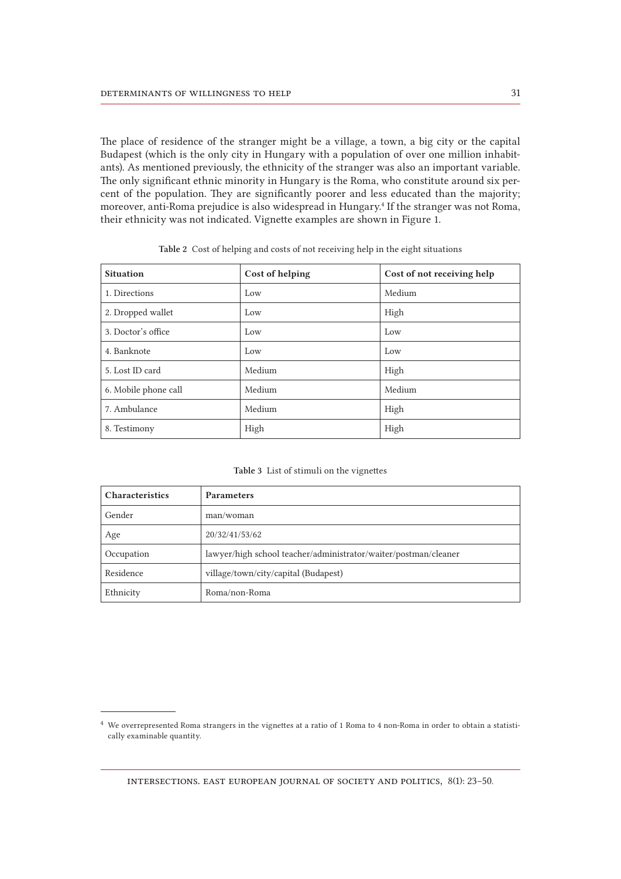The place of residence of the stranger might be a village, a town, a big city or the capital Budapest (which is the only city in Hungary with a population of over one million inhabitants). As mentioned previously, the ethnicity of the stranger was also an important variable. The only significant ethnic minority in Hungary is the Roma, who constitute around six percent of the population. They are significantly poorer and less educated than the majority; moreover, anti-Roma prejudice is also widespread in Hungary.[4] If the stranger was not Roma, their ethnicity was not indicated. Vignette examples are shown in Figure 1.

**Table 2** Cost of helping and costs of not receiving help in the eight situations

| Situation | Cost of helping | Cost of not receiving help |
|---|---|---|
| 1. Directions | Low | Medium |
| 2. Dropped wallet | Low | High |
| 3. Doctor's office | Low | Low |
| 4. Banknote | Low | Low |
| 5. Lost ID card | Medium | High |
| 6. Mobile phone call | Medium | Medium |
| 7. Ambulance | Medium | High |
| 8. Testimony | High | High |

**Table 3** List of stimuli on the vignettes

| Characteristics | Parameters |
|---|---|
| Gender | man/woman |
| Age | 20/32/41/53/62 |
| Occupation | lawyer/high school teacher/administrator/waiter/postman/cleaner |
| Residence | village/town/city/capital (Budapest) |
| Ethnicity | Roma/non-Roma |

[4] We overrepresented Roma strangers in the vignettes at a ratio of 1 Roma to 4 non-Roma in order to obtain a statistically examinable quantity.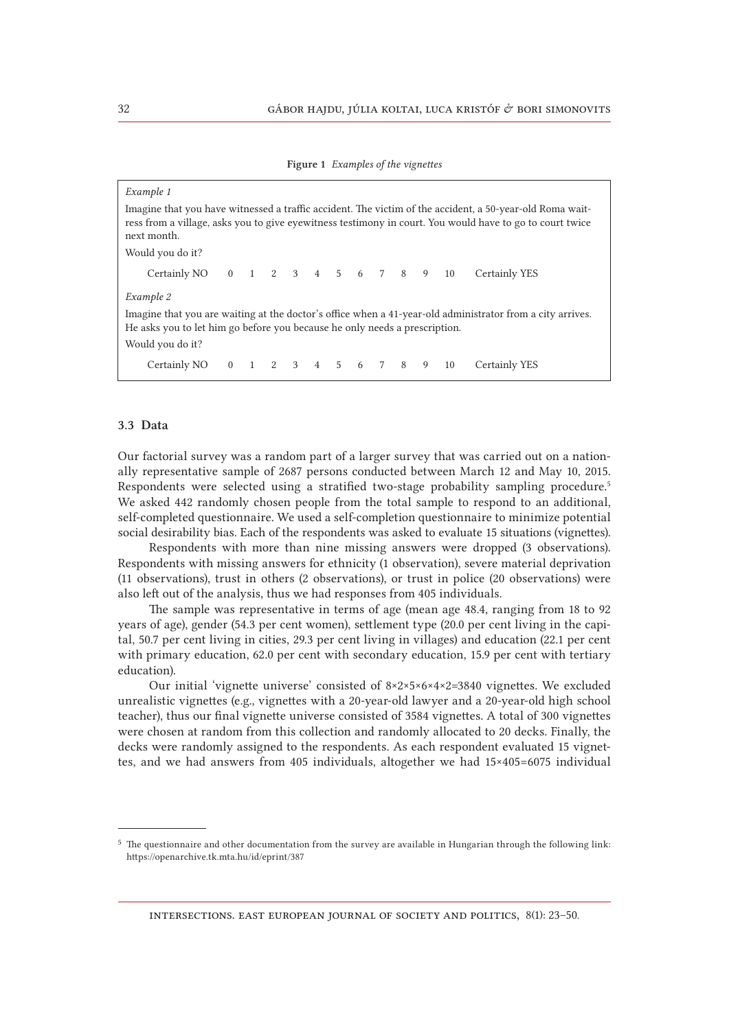**Figure 1** *Examples of the vignettes*

*Example 1*

Imagine that you have witnessed a traffic accident. The victim of the accident, a 50-year-old Roma waitress from a village, asks you to give eyewitness testimony in court. You would have to go to court twice next month.

Would you do it?

Certainly NO 0 1 2 3 4 5 6 7 8 9 10 Certainly YES

*Example 2*

Imagine that you are waiting at the doctor's office when a 41-year-old administrator from a city arrives. He asks you to let him go before you because he only needs a prescription.

Would you do it?

Certainly NO 0 1 2 3 4 5 6 7 8 9 10 Certainly YES

### 3.3 Data

Our factorial survey was a random part of a larger survey that was carried out on a nationally representative sample of 2687 persons conducted between March 12 and May 10, 2015. Respondents were selected using a stratified two-stage probability sampling procedure.[5] We asked 442 randomly chosen people from the total sample to respond to an additional, self-completed questionnaire. We used a self-completion questionnaire to minimize potential social desirability bias. Each of the respondents was asked to evaluate 15 situations (vignettes).

Respondents with more than nine missing answers were dropped (3 observations). Respondents with missing answers for ethnicity (1 observation), severe material deprivation (11 observations), trust in others (2 observations), or trust in police (20 observations) were also left out of the analysis, thus we had responses from 405 individuals.

The sample was representative in terms of age (mean age 48.4, ranging from 18 to 92 years of age), gender (54.3 per cent women), settlement type (20.0 per cent living in the capital, 50.7 per cent living in cities, 29.3 per cent living in villages) and education (22.1 per cent with primary education, 62.0 per cent with secondary education, 15.9 per cent with tertiary education).

Our initial 'vignette universe' consisted of 8×2×5×6×4×2=3840 vignettes. We excluded unrealistic vignettes (e.g., vignettes with a 20-year-old lawyer and a 20-year-old high school teacher), thus our final vignette universe consisted of 3584 vignettes. A total of 300 vignettes were chosen at random from this collection and randomly allocated to 20 decks. Finally, the decks were randomly assigned to the respondents. As each respondent evaluated 15 vignettes, and we had answers from 405 individuals, altogether we had 15×405=6075 individual

[5] The questionnaire and other documentation from the survey are available in Hungarian through the following link: https://openarchive.tk.mta.hu/id/eprint/387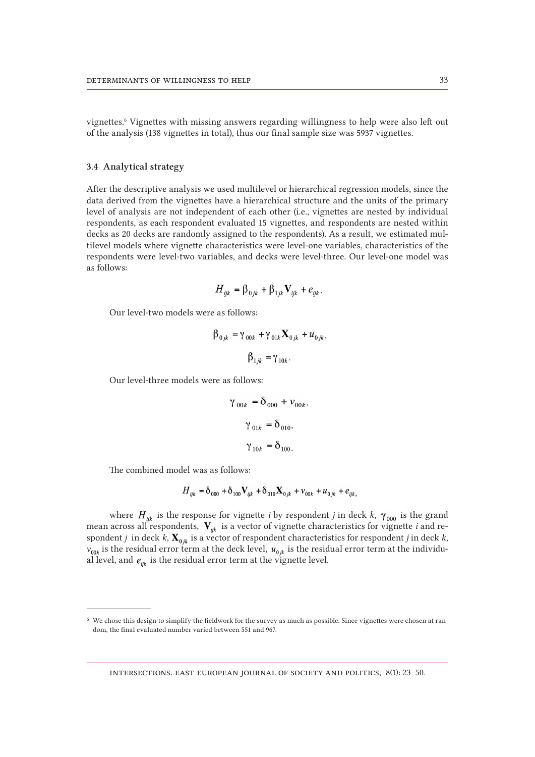vignettes.[6] Vignettes with missing answers regarding willingness to help were also left out of the analysis (138 vignettes in total), thus our final sample size was 5937 vignettes.

### 3.4 Analytical strategy

After the descriptive analysis we used multilevel or hierarchical regression models, since the data derived from the vignettes have a hierarchical structure and the units of the primary level of analysis are not independent of each other (i.e., vignettes are nested by individual respondents, as each respondent evaluated 15 vignettes, and respondents are nested within decks as 20 decks are randomly assigned to the respondents). As a result, we estimated multilevel models where vignette characteristics were level-one variables, characteristics of the respondents were level-two variables, and decks were level-three. Our level-one model was as follows:

$$H_{ijk} = \beta_{0jk} + \beta_{1jk}\mathbf{V}_{ijk} + e_{ijk}.$$

Our level-two models were as follows:

$$\beta_{0jk} = \gamma_{00k} + \gamma_{01k}\mathbf{X}_{0jk} + u_{0jk},$$

$$\beta_{1jk} = \gamma_{10k}.$$

Our level-three models were as follows:

$$\gamma_{00k} = \delta_{000} + v_{00k},$$

$$\gamma_{01k} = \delta_{010},$$

$$\gamma_{10k} = \delta_{100}.$$

The combined model was as follows:

$$H_{ijk} = \delta_{000} + \delta_{100}\mathbf{V}_{ijk} + \delta_{010}\mathbf{X}_{0jk} + v_{00k} + u_{0jk} + e_{ijk},$$

where $H_{ijk}$ is the response for vignette *i* by respondent *j* in deck *k*, $\gamma_{000}$ is the grand mean across all respondents, $\mathbf{V}_{ijk}$ is a vector of vignette characteristics for vignette *i* and respondent *j* in deck *k*, $\mathbf{X}_{0jk}$ is a vector of respondent characteristics for respondent *j* in deck *k*, $v_{00k}$ is the residual error term at the deck level, $u_{0jk}$ is the residual error term at the individual level, and $e_{ijk}$ is the residual error term at the vignette level.

---

[6] We chose this design to simplify the fieldwork for the survey as much as possible. Since vignettes were chosen at random, the final evaluated number varied between 551 and 967.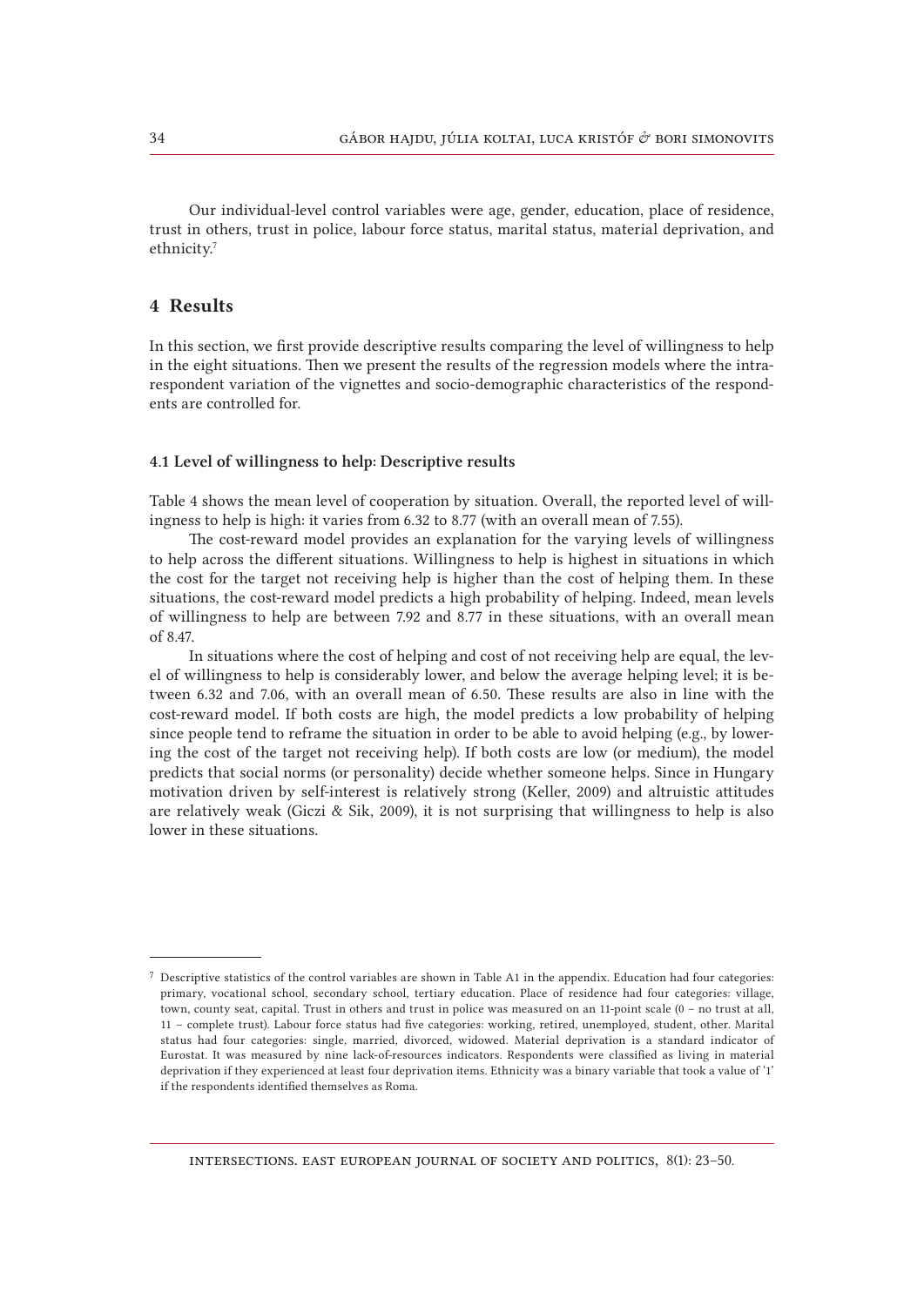Our individual-level control variables were age, gender, education, place of residence, trust in others, trust in police, labour force status, marital status, material deprivation, and ethnicity.[7]

## 4 Results

In this section, we first provide descriptive results comparing the level of willingness to help in the eight situations. Then we present the results of the regression models where the intra-respondent variation of the vignettes and socio-demographic characteristics of the respondents are controlled for.

### 4.1 Level of willingness to help: Descriptive results

Table 4 shows the mean level of cooperation by situation. Overall, the reported level of willingness to help is high: it varies from 6.32 to 8.77 (with an overall mean of 7.55).

The cost-reward model provides an explanation for the varying levels of willingness to help across the different situations. Willingness to help is highest in situations in which the cost for the target not receiving help is higher than the cost of helping them. In these situations, the cost-reward model predicts a high probability of helping. Indeed, mean levels of willingness to help are between 7.92 and 8.77 in these situations, with an overall mean of 8.47.

In situations where the cost of helping and cost of not receiving help are equal, the level of willingness to help is considerably lower, and below the average helping level; it is between 6.32 and 7.06, with an overall mean of 6.50. These results are also in line with the cost-reward model. If both costs are high, the model predicts a low probability of helping since people tend to reframe the situation in order to be able to avoid helping (e.g., by lowering the cost of the target not receiving help). If both costs are low (or medium), the model predicts that social norms (or personality) decide whether someone helps. Since in Hungary motivation driven by self-interest is relatively strong (Keller, 2009) and altruistic attitudes are relatively weak (Giczi & Sik, 2009), it is not surprising that willingness to help is also lower in these situations.

---

[7] Descriptive statistics of the control variables are shown in Table A1 in the appendix. Education had four categories: primary, vocational school, secondary school, tertiary education. Place of residence had four categories: village, town, county seat, capital. Trust in others and trust in police was measured on an 11-point scale (0 – no trust at all, 11 – complete trust). Labour force status had five categories: working, retired, unemployed, student, other. Marital status had four categories: single, married, divorced, widowed. Material deprivation is a standard indicator of Eurostat. It was measured by nine lack-of-resources indicators. Respondents were classified as living in material deprivation if they experienced at least four deprivation items. Ethnicity was a binary variable that took a value of '1' if the respondents identified themselves as Roma.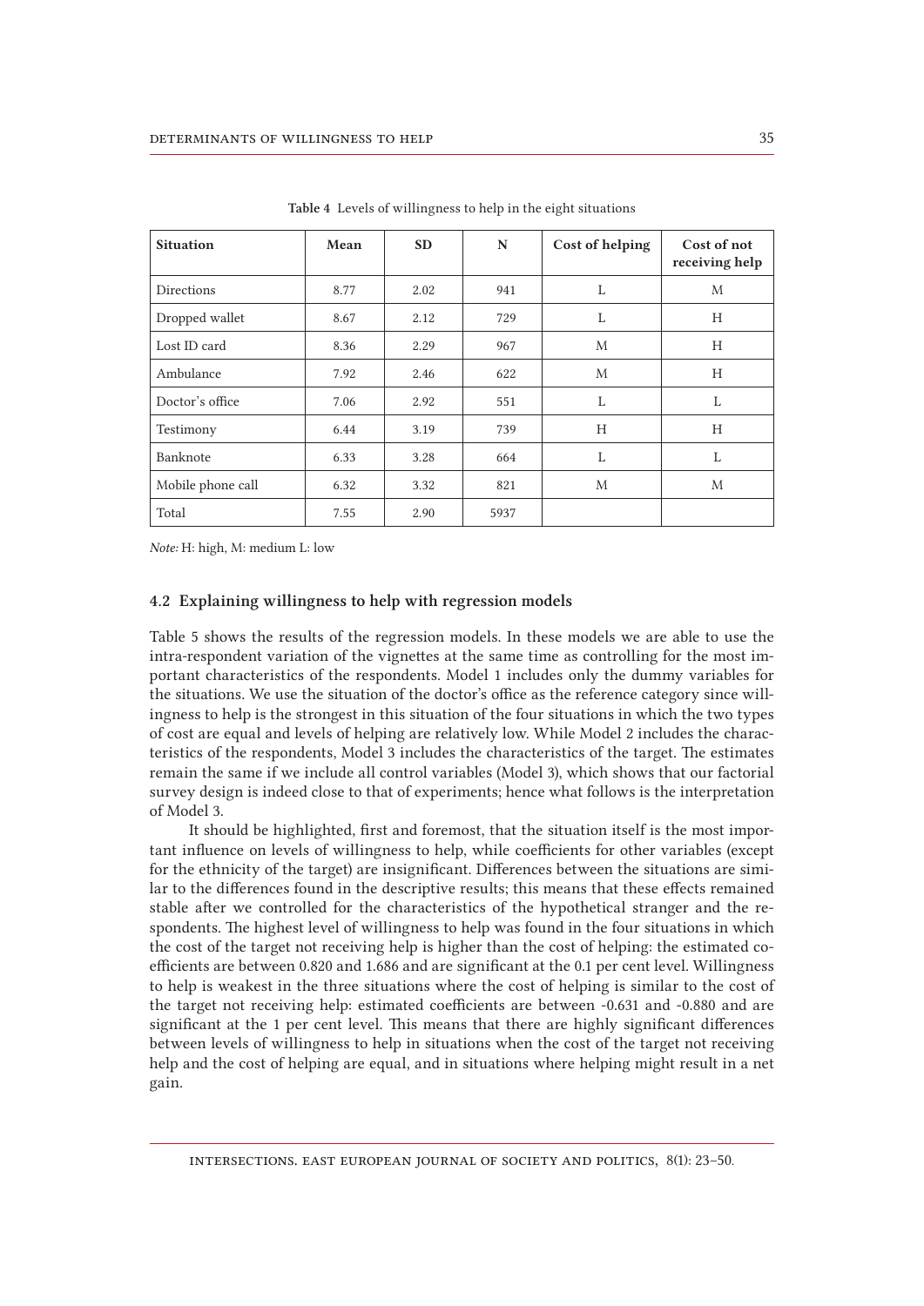**Table 4** Levels of willingness to help in the eight situations

| Situation | Mean | SD | N | Cost of helping | Cost of not receiving help |
|---|---|---|---|---|---|
| Directions | 8.77 | 2.02 | 941 | L | M |
| Dropped wallet | 8.67 | 2.12 | 729 | L | H |
| Lost ID card | 8.36 | 2.29 | 967 | M | H |
| Ambulance | 7.92 | 2.46 | 622 | M | H |
| Doctor's office | 7.06 | 2.92 | 551 | L | L |
| Testimony | 6.44 | 3.19 | 739 | H | H |
| Banknote | 6.33 | 3.28 | 664 | L | L |
| Mobile phone call | 6.32 | 3.32 | 821 | M | M |
| Total | 7.55 | 2.90 | 5937 | | |

*Note:* H: high, M: medium L: low

### 4.2 Explaining willingness to help with regression models

Table 5 shows the results of the regression models. In these models we are able to use the intra-respondent variation of the vignettes at the same time as controlling for the most important characteristics of the respondents. Model 1 includes only the dummy variables for the situations. We use the situation of the doctor's office as the reference category since willingness to help is the strongest in this situation of the four situations in which the two types of cost are equal and levels of helping are relatively low. While Model 2 includes the characteristics of the respondents, Model 3 includes the characteristics of the target. The estimates remain the same if we include all control variables (Model 3), which shows that our factorial survey design is indeed close to that of experiments; hence what follows is the interpretation of Model 3.

It should be highlighted, first and foremost, that the situation itself is the most important influence on levels of willingness to help, while coefficients for other variables (except for the ethnicity of the target) are insignificant. Differences between the situations are similar to the differences found in the descriptive results; this means that these effects remained stable after we controlled for the characteristics of the hypothetical stranger and the respondents. The highest level of willingness to help was found in the four situations in which the cost of the target not receiving help is higher than the cost of helping: the estimated coefficients are between 0.820 and 1.686 and are significant at the 0.1 per cent level. Willingness to help is weakest in the three situations where the cost of helping is similar to the cost of the target not receiving help: estimated coefficients are between -0.631 and -0.880 and are significant at the 1 per cent level. This means that there are highly significant differences between levels of willingness to help in situations when the cost of the target not receiving help and the cost of helping are equal, and in situations where helping might result in a net gain.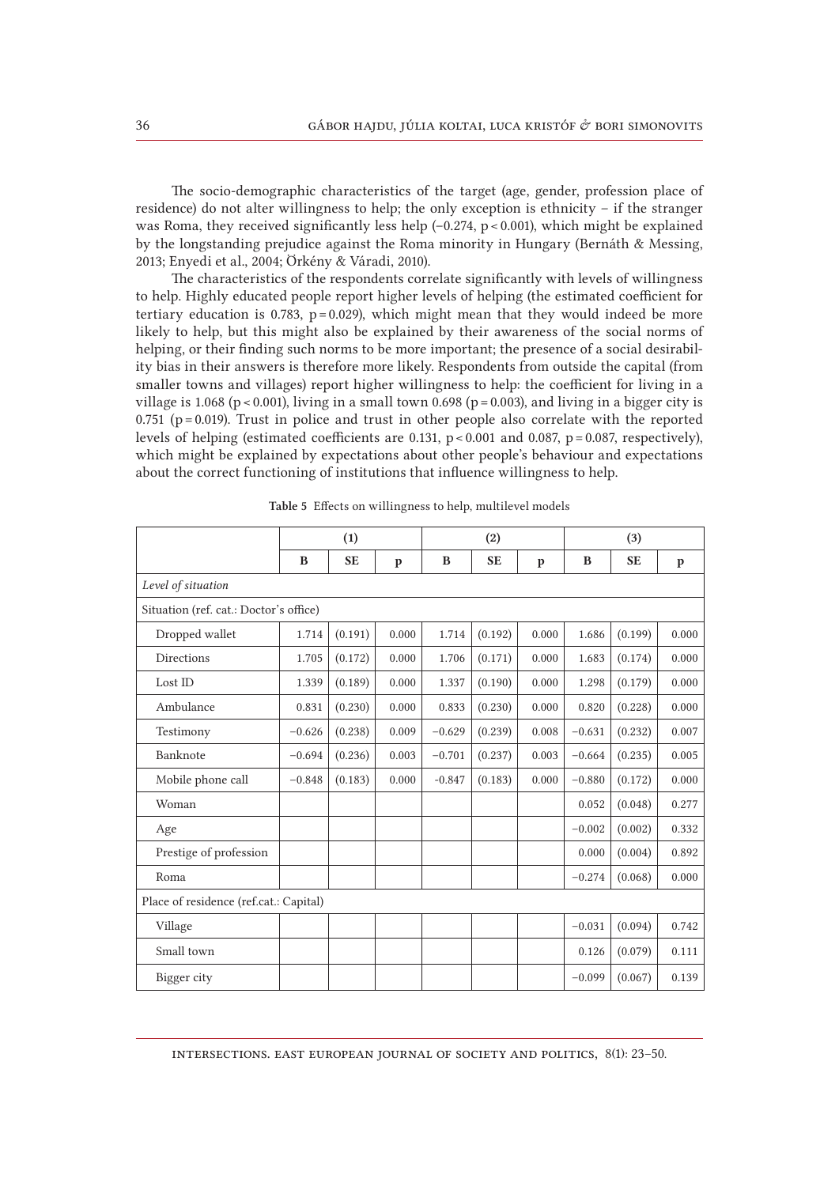The socio-demographic characteristics of the target (age, gender, profession place of residence) do not alter willingness to help; the only exception is ethnicity – if the stranger was Roma, they received significantly less help (−0.274, $p < 0.001$), which might be explained by the longstanding prejudice against the Roma minority in Hungary (Bernáth & Messing, 2013; Enyedi et al., 2004; Örkény & Váradi, 2010).

The characteristics of the respondents correlate significantly with levels of willingness to help. Highly educated people report higher levels of helping (the estimated coefficient for tertiary education is 0.783, $p = 0.029$), which might mean that they would indeed be more likely to help, but this might also be explained by their awareness of the social norms of helping, or their finding such norms to be more important; the presence of a social desirability bias in their answers is therefore more likely. Respondents from outside the capital (from smaller towns and villages) report higher willingness to help: the coefficient for living in a village is 1.068 ($p < 0.001$), living in a small town 0.698 ($p = 0.003$), and living in a bigger city is 0.751 ($p = 0.019$). Trust in police and trust in other people also correlate with the reported levels of helping (estimated coefficients are 0.131, $p < 0.001$ and 0.087, $p = 0.087$, respectively), which might be explained by expectations about other people's behaviour and expectations about the correct functioning of institutions that influence willingness to help.

**Table 5** Effects on willingness to help, multilevel models

| | (1) | | | (2) | | | (3) | | |
|---|---|---|---|---|---|---|---|---|---|
| | **B** | **SE** | **p** | **B** | **SE** | **p** | **B** | **SE** | **p** |
| *Level of situation* | | | | | | | | | |
| Situation (ref. cat.: Doctor's office) | | | | | | | | | |
| Dropped wallet | 1.714 | (0.191) | 0.000 | 1.714 | (0.192) | 0.000 | 1.686 | (0.199) | 0.000 |
| Directions | 1.705 | (0.172) | 0.000 | 1.706 | (0.171) | 0.000 | 1.683 | (0.174) | 0.000 |
| Lost ID | 1.339 | (0.189) | 0.000 | 1.337 | (0.190) | 0.000 | 1.298 | (0.179) | 0.000 |
| Ambulance | 0.831 | (0.230) | 0.000 | 0.833 | (0.230) | 0.000 | 0.820 | (0.228) | 0.000 |
| Testimony | −0.626 | (0.238) | 0.009 | −0.629 | (0.239) | 0.008 | −0.631 | (0.232) | 0.007 |
| Banknote | −0.694 | (0.236) | 0.003 | −0.701 | (0.237) | 0.003 | −0.664 | (0.235) | 0.005 |
| Mobile phone call | −0.848 | (0.183) | 0.000 | -0.847 | (0.183) | 0.000 | −0.880 | (0.172) | 0.000 |
| Woman | | | | | | | 0.052 | (0.048) | 0.277 |
| Age | | | | | | | −0.002 | (0.002) | 0.332 |
| Prestige of profession | | | | | | | 0.000 | (0.004) | 0.892 |
| Roma | | | | | | | −0.274 | (0.068) | 0.000 |
| Place of residence (ref.cat.: Capital) | | | | | | | | | |
| Village | | | | | | | −0.031 | (0.094) | 0.742 |
| Small town | | | | | | | 0.126 | (0.079) | 0.111 |
| Bigger city | | | | | | | −0.099 | (0.067) | 0.139 |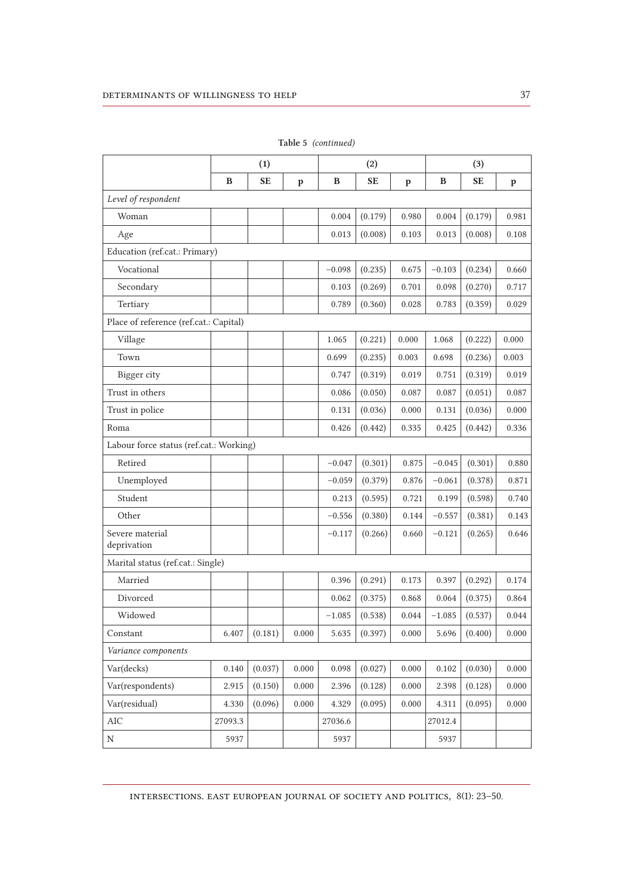**Table 5** *(continued)*

| | (1) | | | (2) | | | (3) | | |
|---|---|---|---|---|---|---|---|---|---|
| | B | SE | p | B | SE | p | B | SE | p |
| *Level of respondent* | | | | | | | | | |
| Woman | | | | 0.004 | (0.179) | 0.980 | 0.004 | (0.179) | 0.981 |
| Age | | | | 0.013 | (0.008) | 0.103 | 0.013 | (0.008) | 0.108 |
| Education (ref.cat.: Primary) | | | | | | | | | |
| Vocational | | | | −0.098 | (0.235) | 0.675 | −0.103 | (0.234) | 0.660 |
| Secondary | | | | 0.103 | (0.269) | 0.701 | 0.098 | (0.270) | 0.717 |
| Tertiary | | | | 0.789 | (0.360) | 0.028 | 0.783 | (0.359) | 0.029 |
| Place of reference (ref.cat.: Capital) | | | | | | | | | |
| Village | | | | 1.065 | (0.221) | 0.000 | 1.068 | (0.222) | 0.000 |
| Town | | | | 0.699 | (0.235) | 0.003 | 0.698 | (0.236) | 0.003 |
| Bigger city | | | | 0.747 | (0.319) | 0.019 | 0.751 | (0.319) | 0.019 |
| Trust in others | | | | 0.086 | (0.050) | 0.087 | 0.087 | (0.051) | 0.087 |
| Trust in police | | | | 0.131 | (0.036) | 0.000 | 0.131 | (0.036) | 0.000 |
| Roma | | | | 0.426 | (0.442) | 0.335 | 0.425 | (0.442) | 0.336 |
| Labour force status (ref.cat.: Working) | | | | | | | | | |
| Retired | | | | −0.047 | (0.301) | 0.875 | −0.045 | (0.301) | 0.880 |
| Unemployed | | | | −0.059 | (0.379) | 0.876 | −0.061 | (0.378) | 0.871 |
| Student | | | | 0.213 | (0.595) | 0.721 | 0.199 | (0.598) | 0.740 |
| Other | | | | −0.556 | (0.380) | 0.144 | −0.557 | (0.381) | 0.143 |
| Severe material deprivation | | | | −0.117 | (0.266) | 0.660 | −0.121 | (0.265) | 0.646 |
| Marital status (ref.cat.: Single) | | | | | | | | | |
| Married | | | | 0.396 | (0.291) | 0.173 | 0.397 | (0.292) | 0.174 |
| Divorced | | | | 0.062 | (0.375) | 0.868 | 0.064 | (0.375) | 0.864 |
| Widowed | | | | −1.085 | (0.538) | 0.044 | −1.085 | (0.537) | 0.044 |
| Constant | 6.407 | (0.181) | 0.000 | 5.635 | (0.397) | 0.000 | 5.696 | (0.400) | 0.000 |
| *Variance components* | | | | | | | | | |
| Var(decks) | 0.140 | (0.037) | 0.000 | 0.098 | (0.027) | 0.000 | 0.102 | (0.030) | 0.000 |
| Var(respondents) | 2.915 | (0.150) | 0.000 | 2.396 | (0.128) | 0.000 | 2.398 | (0.128) | 0.000 |
| Var(residual) | 4.330 | (0.096) | 0.000 | 4.329 | (0.095) | 0.000 | 4.311 | (0.095) | 0.000 |
| AIC | 27093.3 | | | 27036.6 | | | 27012.4 | | |
| N | 5937 | | | 5937 | | | 5937 | | |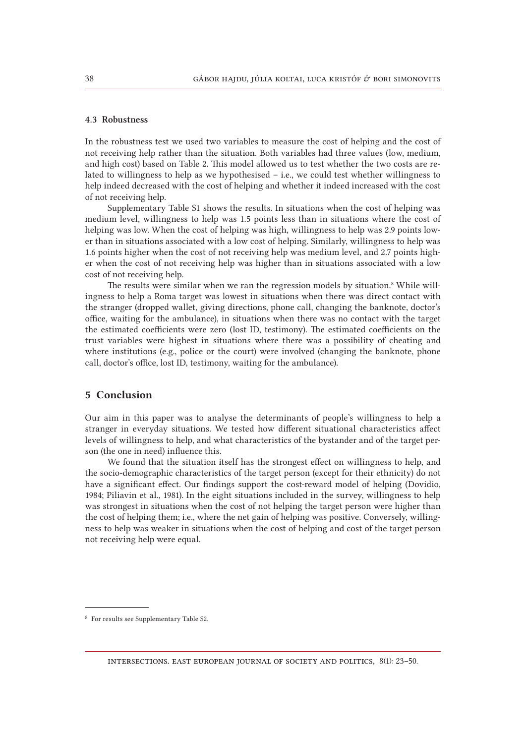### 4.3 Robustness

In the robustness test we used two variables to measure the cost of helping and the cost of not receiving help rather than the situation. Both variables had three values (low, medium, and high cost) based on Table 2. This model allowed us to test whether the two costs are related to willingness to help as we hypothesised – i.e., we could test whether willingness to help indeed decreased with the cost of helping and whether it indeed increased with the cost of not receiving help.

Supplementary Table S1 shows the results. In situations when the cost of helping was medium level, willingness to help was 1.5 points less than in situations where the cost of helping was low. When the cost of helping was high, willingness to help was 2.9 points lower than in situations associated with a low cost of helping. Similarly, willingness to help was 1.6 points higher when the cost of not receiving help was medium level, and 2.7 points higher when the cost of not receiving help was higher than in situations associated with a low cost of not receiving help.

The results were similar when we ran the regression models by situation.[8] While willingness to help a Roma target was lowest in situations when there was direct contact with the stranger (dropped wallet, giving directions, phone call, changing the banknote, doctor's office, waiting for the ambulance), in situations when there was no contact with the target the estimated coefficients were zero (lost ID, testimony). The estimated coefficients on the trust variables were highest in situations where there was a possibility of cheating and where institutions (e.g., police or the court) were involved (changing the banknote, phone call, doctor's office, lost ID, testimony, waiting for the ambulance).

## 5 Conclusion

Our aim in this paper was to analyse the determinants of people's willingness to help a stranger in everyday situations. We tested how different situational characteristics affect levels of willingness to help, and what characteristics of the bystander and of the target person (the one in need) influence this.

We found that the situation itself has the strongest effect on willingness to help, and the socio-demographic characteristics of the target person (except for their ethnicity) do not have a significant effect. Our findings support the cost-reward model of helping (Dovidio, 1984; Piliavin et al., 1981). In the eight situations included in the survey, willingness to help was strongest in situations when the cost of not helping the target person were higher than the cost of helping them; i.e., where the net gain of helping was positive. Conversely, willingness to help was weaker in situations when the cost of helping and cost of the target person not receiving help were equal.

---

[8] For results see Supplementary Table S2.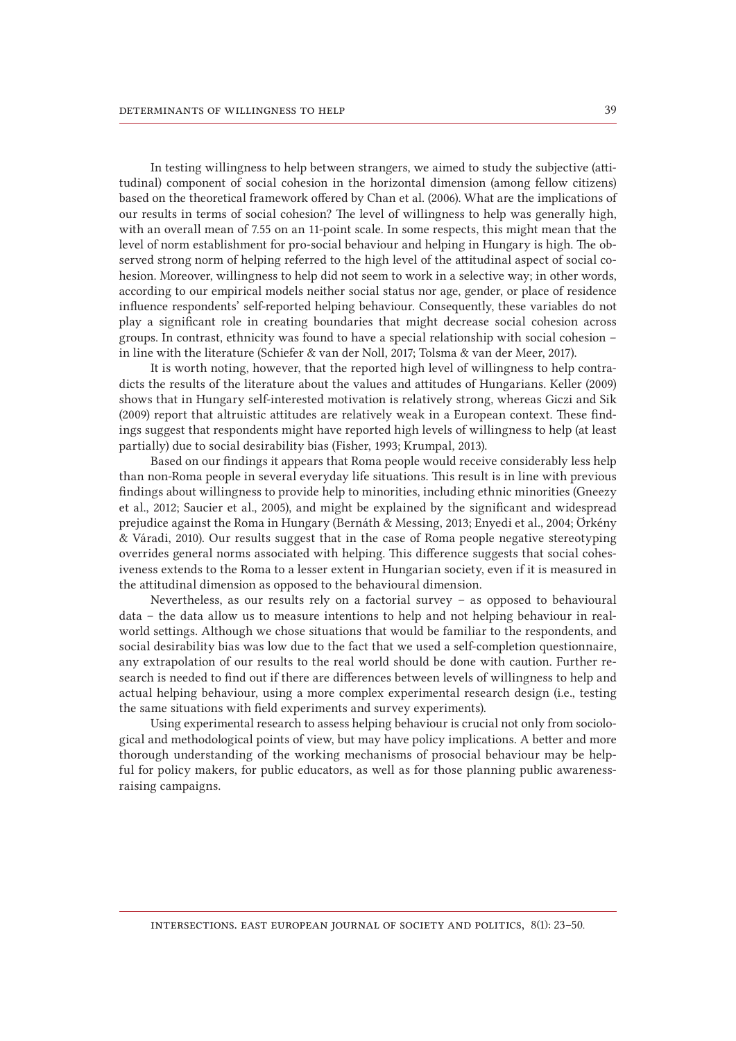In testing willingness to help between strangers, we aimed to study the subjective (attitudinal) component of social cohesion in the horizontal dimension (among fellow citizens) based on the theoretical framework offered by Chan et al. (2006). What are the implications of our results in terms of social cohesion? The level of willingness to help was generally high, with an overall mean of 7.55 on an 11-point scale. In some respects, this might mean that the level of norm establishment for pro-social behaviour and helping in Hungary is high. The observed strong norm of helping referred to the high level of the attitudinal aspect of social cohesion. Moreover, willingness to help did not seem to work in a selective way; in other words, according to our empirical models neither social status nor age, gender, or place of residence influence respondents' self-reported helping behaviour. Consequently, these variables do not play a significant role in creating boundaries that might decrease social cohesion across groups. In contrast, ethnicity was found to have a special relationship with social cohesion – in line with the literature (Schiefer & van der Noll, 2017; Tolsma & van der Meer, 2017).

It is worth noting, however, that the reported high level of willingness to help contradicts the results of the literature about the values and attitudes of Hungarians. Keller (2009) shows that in Hungary self-interested motivation is relatively strong, whereas Giczi and Sik (2009) report that altruistic attitudes are relatively weak in a European context. These findings suggest that respondents might have reported high levels of willingness to help (at least partially) due to social desirability bias (Fisher, 1993; Krumpal, 2013).

Based on our findings it appears that Roma people would receive considerably less help than non-Roma people in several everyday life situations. This result is in line with previous findings about willingness to provide help to minorities, including ethnic minorities (Gneezy et al., 2012; Saucier et al., 2005), and might be explained by the significant and widespread prejudice against the Roma in Hungary (Bernáth & Messing, 2013; Enyedi et al., 2004; Örkény & Váradi, 2010). Our results suggest that in the case of Roma people negative stereotyping overrides general norms associated with helping. This difference suggests that social cohesiveness extends to the Roma to a lesser extent in Hungarian society, even if it is measured in the attitudinal dimension as opposed to the behavioural dimension.

Nevertheless, as our results rely on a factorial survey – as opposed to behavioural data – the data allow us to measure intentions to help and not helping behaviour in real-world settings. Although we chose situations that would be familiar to the respondents, and social desirability bias was low due to the fact that we used a self-completion questionnaire, any extrapolation of our results to the real world should be done with caution. Further research is needed to find out if there are differences between levels of willingness to help and actual helping behaviour, using a more complex experimental research design (i.e., testing the same situations with field experiments and survey experiments).

Using experimental research to assess helping behaviour is crucial not only from sociological and methodological points of view, but may have policy implications. A better and more thorough understanding of the working mechanisms of prosocial behaviour may be helpful for policy makers, for public educators, as well as for those planning public awareness-raising campaigns.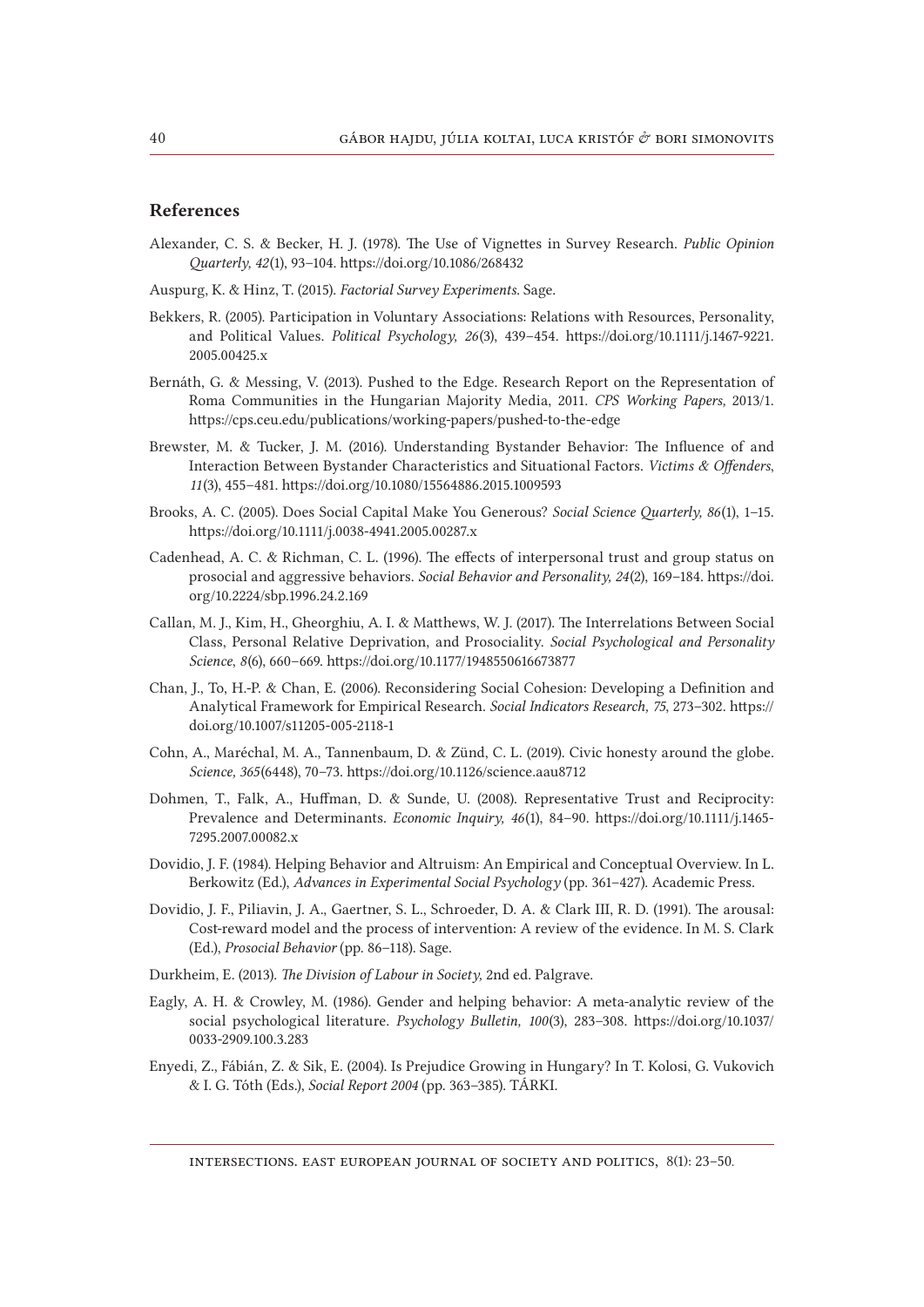## References

Alexander, C. S. & Becker, H. J. (1978). The Use of Vignettes in Survey Research. *Public Opinion Quarterly, 42*(1), 93–104. https://doi.org/10.1086/268432

Auspurg, K. & Hinz, T. (2015). *Factorial Survey Experiments*. Sage.

Bekkers, R. (2005). Participation in Voluntary Associations: Relations with Resources, Personality, and Political Values. *Political Psychology, 26*(3), 439–454. https://doi.org/10.1111/j.1467-9221.2005.00425.x

Bernáth, G. & Messing, V. (2013). Pushed to the Edge. Research Report on the Representation of Roma Communities in the Hungarian Majority Media, 2011. *CPS Working Papers,* 2013/1. https://cps.ceu.edu/publications/working-papers/pushed-to-the-edge

Brewster, M. & Tucker, J. M. (2016). Understanding Bystander Behavior: The Influence of and Interaction Between Bystander Characteristics and Situational Factors. *Victims & Offenders*, *11*(3), 455–481. https://doi.org/10.1080/15564886.2015.1009593

Brooks, A. C. (2005). Does Social Capital Make You Generous? *Social Science Quarterly, 86*(1), 1–15. https://doi.org/10.1111/j.0038-4941.2005.00287.x

Cadenhead, A. C. & Richman, C. L. (1996). The effects of interpersonal trust and group status on prosocial and aggressive behaviors. *Social Behavior and Personality, 24*(2), 169–184. https://doi.org/10.2224/sbp.1996.24.2.169

Callan, M. J., Kim, H., Gheorghiu, A. I. & Matthews, W. J. (2017). The Interrelations Between Social Class, Personal Relative Deprivation, and Prosociality. *Social Psychological and Personality Science, 8*(6), 660–669. https://doi.org/10.1177/1948550616673877

Chan, J., To, H.-P. & Chan, E. (2006). Reconsidering Social Cohesion: Developing a Definition and Analytical Framework for Empirical Research. *Social Indicators Research, 75*, 273–302. https://doi.org/10.1007/s11205-005-2118-1

Cohn, A., Maréchal, M. A., Tannenbaum, D. & Zünd, C. L. (2019). Civic honesty around the globe. *Science, 365*(6448), 70–73. https://doi.org/10.1126/science.aau8712

Dohmen, T., Falk, A., Huffman, D. & Sunde, U. (2008). Representative Trust and Reciprocity: Prevalence and Determinants. *Economic Inquiry, 46*(1), 84–90. https://doi.org/10.1111/j.1465-7295.2007.00082.x

Dovidio, J. F. (1984). Helping Behavior and Altruism: An Empirical and Conceptual Overview. In L. Berkowitz (Ed.), *Advances in Experimental Social Psychology* (pp. 361–427). Academic Press.

Dovidio, J. F., Piliavin, J. A., Gaertner, S. L., Schroeder, D. A. & Clark III, R. D. (1991). The arousal: Cost-reward model and the process of intervention: A review of the evidence. In M. S. Clark (Ed.), *Prosocial Behavior* (pp. 86–118). Sage.

Durkheim, E. (2013). *The Division of Labour in Society,* 2nd ed. Palgrave.

Eagly, A. H. & Crowley, M. (1986). Gender and helping behavior: A meta-analytic review of the social psychological literature. *Psychology Bulletin, 100*(3), 283–308. https://doi.org/10.1037/0033-2909.100.3.283

Enyedi, Z., Fábián, Z. & Sik, E. (2004). Is Prejudice Growing in Hungary? In T. Kolosi, G. Vukovich & I. G. Tóth (Eds.), *Social Report 2004* (pp. 363–385). TÁRKI.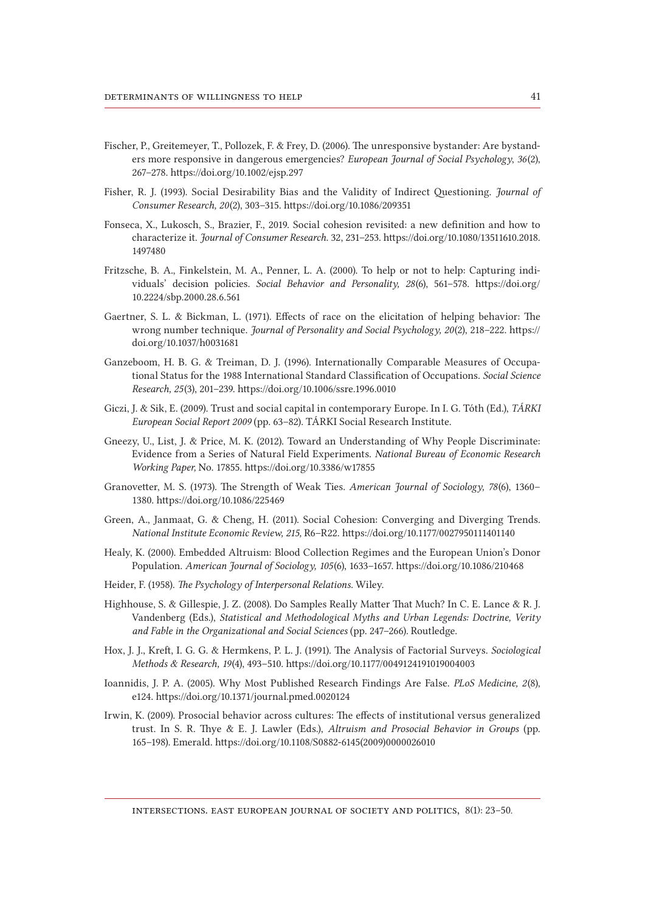Fischer, P., Greitemeyer, T., Pollozek, F. & Frey, D. (2006). The unresponsive bystander: Are bystanders more responsive in dangerous emergencies? *European Journal of Social Psychology, 36*(2), 267–278. https://doi.org/10.1002/ejsp.297

Fisher, R. J. (1993). Social Desirability Bias and the Validity of Indirect Questioning. *Journal of Consumer Research, 20*(2), 303–315. https://doi.org/10.1086/209351

Fonseca, X., Lukosch, S., Brazier, F., 2019. Social cohesion revisited: a new definition and how to characterize it. *Journal of Consumer Research*. 32, 231–253. https://doi.org/10.1080/13511610.2018.1497480

Fritzsche, B. A., Finkelstein, M. A., Penner, L. A. (2000). To help or not to help: Capturing individuals' decision policies. *Social Behavior and Personality, 28*(6), 561–578. https://doi.org/10.2224/sbp.2000.28.6.561

Gaertner, S. L. & Bickman, L. (1971). Effects of race on the elicitation of helping behavior: The wrong number technique. *Journal of Personality and Social Psychology, 20*(2), 218–222. https://doi.org/10.1037/h0031681

Ganzeboom, H. B. G. & Treiman, D. J. (1996). Internationally Comparable Measures of Occupational Status for the 1988 International Standard Classification of Occupations. *Social Science Research, 25*(3), 201–239. https://doi.org/10.1006/ssre.1996.0010

Giczi, J. & Sik, E. (2009). Trust and social capital in contemporary Europe. In I. G. Tóth (Ed.), *TÁRKI European Social Report 2009* (pp. 63–82). TÁRKI Social Research Institute.

Gneezy, U., List, J. & Price, M. K. (2012). Toward an Understanding of Why People Discriminate: Evidence from a Series of Natural Field Experiments. *National Bureau of Economic Research Working Paper,* No. 17855. https://doi.org/10.3386/w17855

Granovetter, M. S. (1973). The Strength of Weak Ties. *American Journal of Sociology, 78*(6), 1360–1380. https://doi.org/10.1086/225469

Green, A., Janmaat, G. & Cheng, H. (2011). Social Cohesion: Converging and Diverging Trends. *National Institute Economic Review, 215*, R6–R22. https://doi.org/10.1177/0027950111401140

Healy, K. (2000). Embedded Altruism: Blood Collection Regimes and the European Union's Donor Population. *American Journal of Sociology, 105*(6), 1633–1657. https://doi.org/10.1086/210468

Heider, F. (1958). *The Psychology of Interpersonal Relations.* Wiley.

Highhouse, S. & Gillespie, J. Z. (2008). Do Samples Really Matter That Much? In C. E. Lance & R. J. Vandenberg (Eds.), *Statistical and Methodological Myths and Urban Legends: Doctrine, Verity and Fable in the Organizational and Social Sciences* (pp. 247–266). Routledge.

Hox, J. J., Kreft, I. G. G. & Hermkens, P. L. J. (1991). The Analysis of Factorial Surveys. *Sociological Methods & Research, 19*(4), 493–510. https://doi.org/10.1177/0049124191019004003

Ioannidis, J. P. A. (2005). Why Most Published Research Findings Are False. *PLoS Medicine, 2*(8), e124. https://doi.org/10.1371/journal.pmed.0020124

Irwin, K. (2009). Prosocial behavior across cultures: The effects of institutional versus generalized trust. In S. R. Thye & E. J. Lawler (Eds.), *Altruism and Prosocial Behavior in Groups* (pp. 165–198). Emerald. https://doi.org/10.1108/S0882-6145(2009)0000026010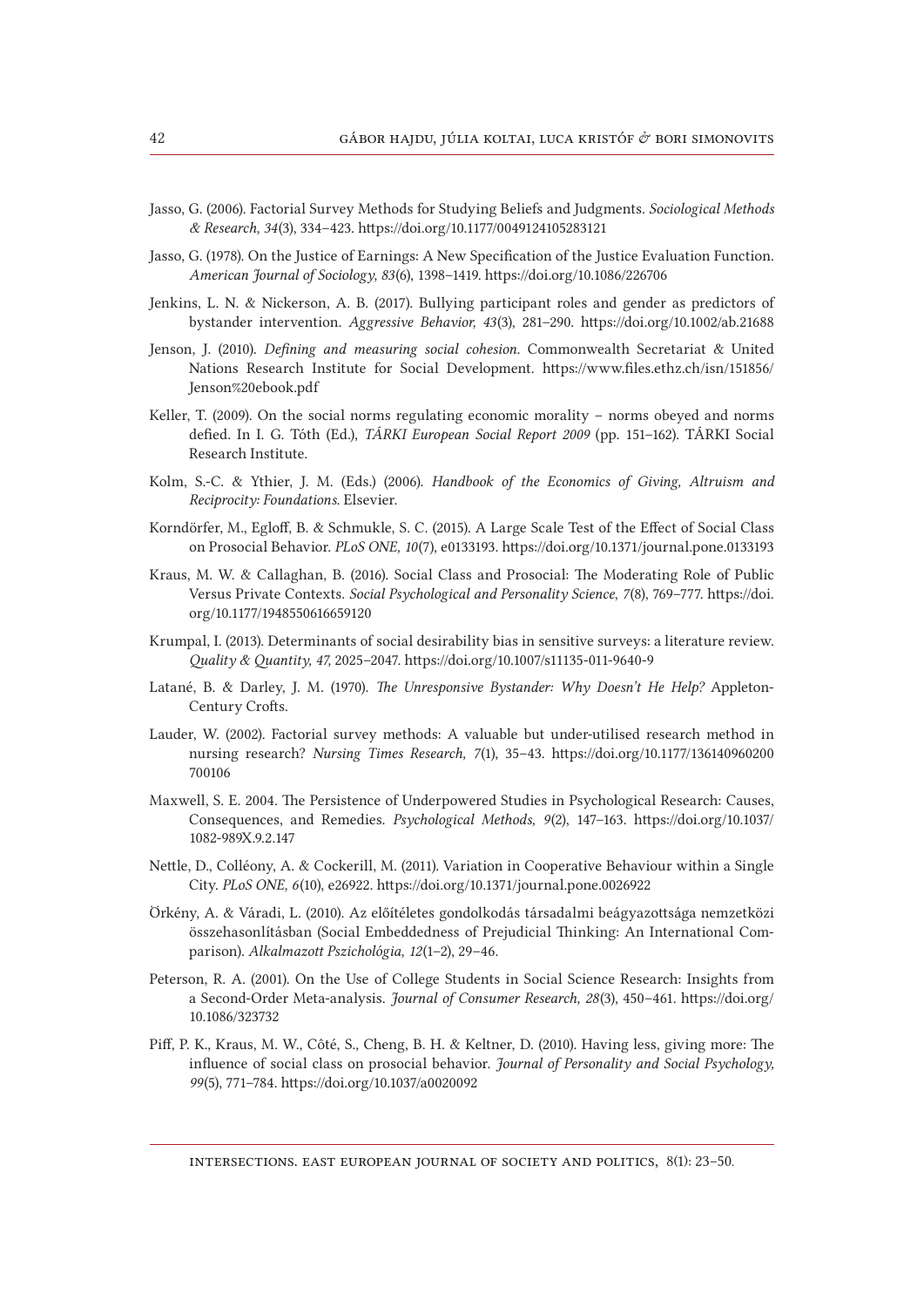Jasso, G. (2006). Factorial Survey Methods for Studying Beliefs and Judgments. *Sociological Methods & Research, 34*(3), 334–423. https://doi.org/10.1177/0049124105283121

Jasso, G. (1978). On the Justice of Earnings: A New Specification of the Justice Evaluation Function. *American Journal of Sociology, 83*(6), 1398–1419. https://doi.org/10.1086/226706

Jenkins, L. N. & Nickerson, A. B. (2017). Bullying participant roles and gender as predictors of bystander intervention. *Aggressive Behavior, 43*(3), 281–290. https://doi.org/10.1002/ab.21688

Jenson, J. (2010). *Defining and measuring social cohesion*. Commonwealth Secretariat & United Nations Research Institute for Social Development. https://www.files.ethz.ch/isn/151856/Jenson%20ebook.pdf

Keller, T. (2009). On the social norms regulating economic morality – norms obeyed and norms defied. In I. G. Tóth (Ed.), *TÁRKI European Social Report 2009* (pp. 151–162). TÁRKI Social Research Institute.

Kolm, S.-C. & Ythier, J. M. (Eds.) (2006). *Handbook of the Economics of Giving, Altruism and Reciprocity: Foundations*. Elsevier.

Korndörfer, M., Egloff, B. & Schmukle, S. C. (2015). A Large Scale Test of the Effect of Social Class on Prosocial Behavior. *PLoS ONE, 10*(7), e0133193. https://doi.org/10.1371/journal.pone.0133193

Kraus, M. W. & Callaghan, B. (2016). Social Class and Prosocial: The Moderating Role of Public Versus Private Contexts. *Social Psychological and Personality Science*, *7*(8), 769–777. https://doi.org/10.1177/1948550616659120

Krumpal, I. (2013). Determinants of social desirability bias in sensitive surveys: a literature review. *Quality & Quantity, 47,* 2025–2047. https://doi.org/10.1007/s11135-011-9640-9

Latané, B. & Darley, J. M. (1970). *The Unresponsive Bystander: Why Doesn't He Help?* Appleton-Century Crofts.

Lauder, W. (2002). Factorial survey methods: A valuable but under-utilised research method in nursing research? *Nursing Times Research, 7*(1), 35–43. https://doi.org/10.1177/136140960200700106

Maxwell, S. E. 2004. The Persistence of Underpowered Studies in Psychological Research: Causes, Consequences, and Remedies. *Psychological Methods, 9*(2), 147–163. https://doi.org/10.1037/1082-989X.9.2.147

Nettle, D., Colléony, A. & Cockerill, M. (2011). Variation in Cooperative Behaviour within a Single City. *PLoS ONE, 6*(10), e26922. https://doi.org/10.1371/journal.pone.0026922

Örkény, A. & Váradi, L. (2010). Az előítéletes gondolkodás társadalmi beágyazottsága nemzetközi összehasonlításban (Social Embeddedness of Prejudicial Thinking: An International Comparison). *Alkalmazott Pszichológia, 12*(1–2), 29–46.

Peterson, R. A. (2001). On the Use of College Students in Social Science Research: Insights from a Second-Order Meta-analysis. *Journal of Consumer Research, 28*(3), 450–461. https://doi.org/10.1086/323732

Piff, P. K., Kraus, M. W., Côté, S., Cheng, B. H. & Keltner, D. (2010). Having less, giving more: The influence of social class on prosocial behavior. *Journal of Personality and Social Psychology, 99*(5), 771–784. https://doi.org/10.1037/a0020092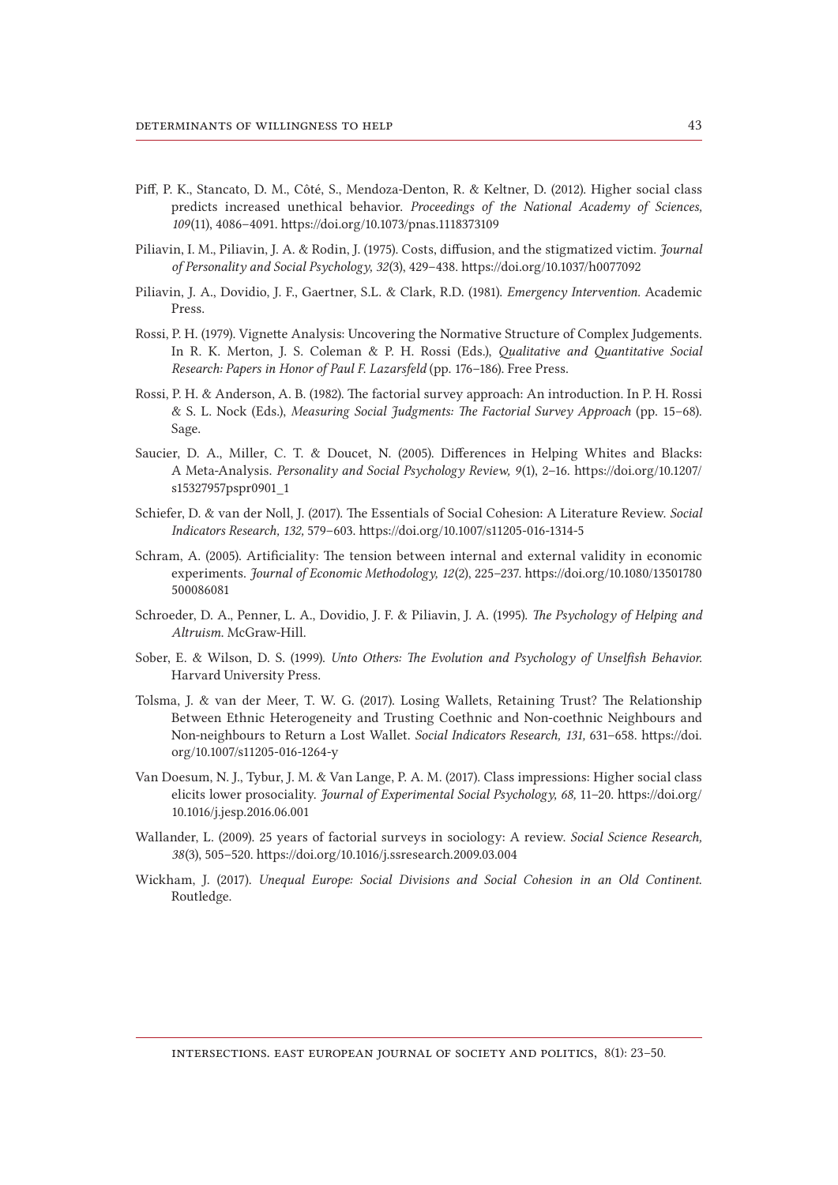Piff, P. K., Stancato, D. M., Côté, S., Mendoza-Denton, R. & Keltner, D. (2012). Higher social class predicts increased unethical behavior. *Proceedings of the National Academy of Sciences, 109*(11), 4086–4091. https://doi.org/10.1073/pnas.1118373109

Piliavin, I. M., Piliavin, J. A. & Rodin, J. (1975). Costs, diffusion, and the stigmatized victim. *Journal of Personality and Social Psychology, 32*(3), 429–438. https://doi.org/10.1037/h0077092

Piliavin, J. A., Dovidio, J. F., Gaertner, S.L. & Clark, R.D. (1981). *Emergency Intervention.* Academic Press.

Rossi, P. H. (1979). Vignette Analysis: Uncovering the Normative Structure of Complex Judgements. In R. K. Merton, J. S. Coleman & P. H. Rossi (Eds.), *Qualitative and Quantitative Social Research: Papers in Honor of Paul F. Lazarsfeld* (pp. 176–186). Free Press.

Rossi, P. H. & Anderson, A. B. (1982). The factorial survey approach: An introduction. In P. H. Rossi & S. L. Nock (Eds.), *Measuring Social Judgments: The Factorial Survey Approach* (pp. 15–68). Sage.

Saucier, D. A., Miller, C. T. & Doucet, N. (2005). Differences in Helping Whites and Blacks: A Meta-Analysis. *Personality and Social Psychology Review, 9*(1), 2–16. https://doi.org/10.1207/s15327957pspr0901_1

Schiefer, D. & van der Noll, J. (2017). The Essentials of Social Cohesion: A Literature Review. *Social Indicators Research, 132,* 579–603. https://doi.org/10.1007/s11205-016-1314-5

Schram, A. (2005). Artificiality: The tension between internal and external validity in economic experiments. *Journal of Economic Methodology, 12*(2), 225–237. https://doi.org/10.1080/13501780500086081

Schroeder, D. A., Penner, L. A., Dovidio, J. F. & Piliavin, J. A. (1995). *The Psychology of Helping and Altruism.* McGraw-Hill.

Sober, E. & Wilson, D. S. (1999). *Unto Others: The Evolution and Psychology of Unselfish Behavior.* Harvard University Press.

Tolsma, J. & van der Meer, T. W. G. (2017). Losing Wallets, Retaining Trust? The Relationship Between Ethnic Heterogeneity and Trusting Coethnic and Non-coethnic Neighbours and Non-neighbours to Return a Lost Wallet. *Social Indicators Research, 131,* 631–658. https://doi.org/10.1007/s11205-016-1264-y

Van Doesum, N. J., Tybur, J. M. & Van Lange, P. A. M. (2017). Class impressions: Higher social class elicits lower prosociality. *Journal of Experimental Social Psychology, 68,* 11–20. https://doi.org/10.1016/j.jesp.2016.06.001

Wallander, L. (2009). 25 years of factorial surveys in sociology: A review. *Social Science Research, 38*(3), 505–520. https://doi.org/10.1016/j.ssresearch.2009.03.004

Wickham, J. (2017). *Unequal Europe: Social Divisions and Social Cohesion in an Old Continent.* Routledge.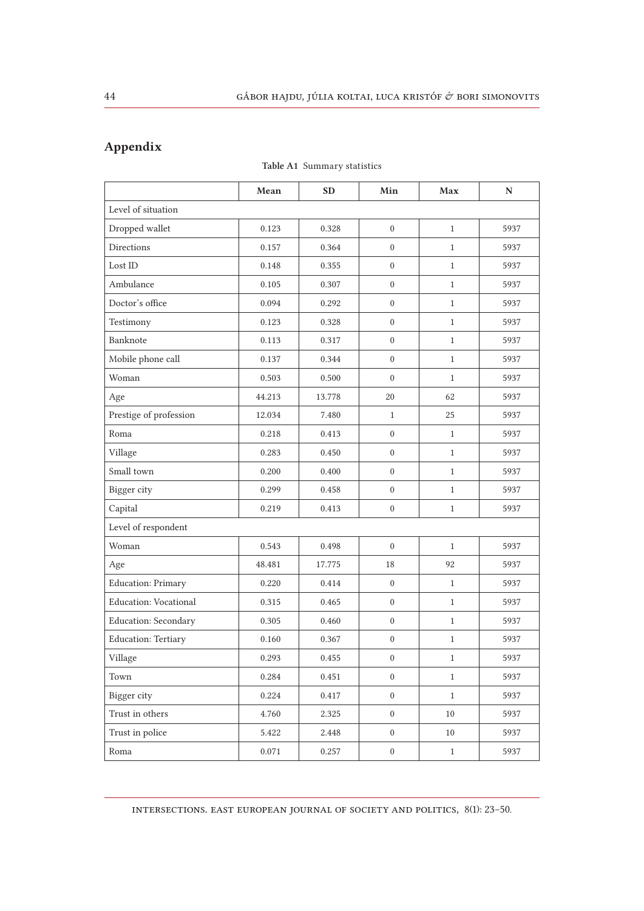## Appendix

**Table A1** Summary statistics

| | Mean | SD | Min | Max | N |
|---|---|---|---|---|---|
| Level of situation | | | | | |
| Dropped wallet | 0.123 | 0.328 | 0 | 1 | 5937 |
| Directions | 0.157 | 0.364 | 0 | 1 | 5937 |
| Lost ID | 0.148 | 0.355 | 0 | 1 | 5937 |
| Ambulance | 0.105 | 0.307 | 0 | 1 | 5937 |
| Doctor's office | 0.094 | 0.292 | 0 | 1 | 5937 |
| Testimony | 0.123 | 0.328 | 0 | 1 | 5937 |
| Banknote | 0.113 | 0.317 | 0 | 1 | 5937 |
| Mobile phone call | 0.137 | 0.344 | 0 | 1 | 5937 |
| Woman | 0.503 | 0.500 | 0 | 1 | 5937 |
| Age | 44.213 | 13.778 | 20 | 62 | 5937 |
| Prestige of profession | 12.034 | 7.480 | 1 | 25 | 5937 |
| Roma | 0.218 | 0.413 | 0 | 1 | 5937 |
| Village | 0.283 | 0.450 | 0 | 1 | 5937 |
| Small town | 0.200 | 0.400 | 0 | 1 | 5937 |
| Bigger city | 0.299 | 0.458 | 0 | 1 | 5937 |
| Capital | 0.219 | 0.413 | 0 | 1 | 5937 |
| Level of respondent | | | | | |
| Woman | 0.543 | 0.498 | 0 | 1 | 5937 |
| Age | 48.481 | 17.775 | 18 | 92 | 5937 |
| Education: Primary | 0.220 | 0.414 | 0 | 1 | 5937 |
| Education: Vocational | 0.315 | 0.465 | 0 | 1 | 5937 |
| Education: Secondary | 0.305 | 0.460 | 0 | 1 | 5937 |
| Education: Tertiary | 0.160 | 0.367 | 0 | 1 | 5937 |
| Village | 0.293 | 0.455 | 0 | 1 | 5937 |
| Town | 0.284 | 0.451 | 0 | 1 | 5937 |
| Bigger city | 0.224 | 0.417 | 0 | 1 | 5937 |
| Trust in others | 4.760 | 2.325 | 0 | 10 | 5937 |
| Trust in police | 5.422 | 2.448 | 0 | 10 | 5937 |
| Roma | 0.071 | 0.257 | 0 | 1 | 5937 |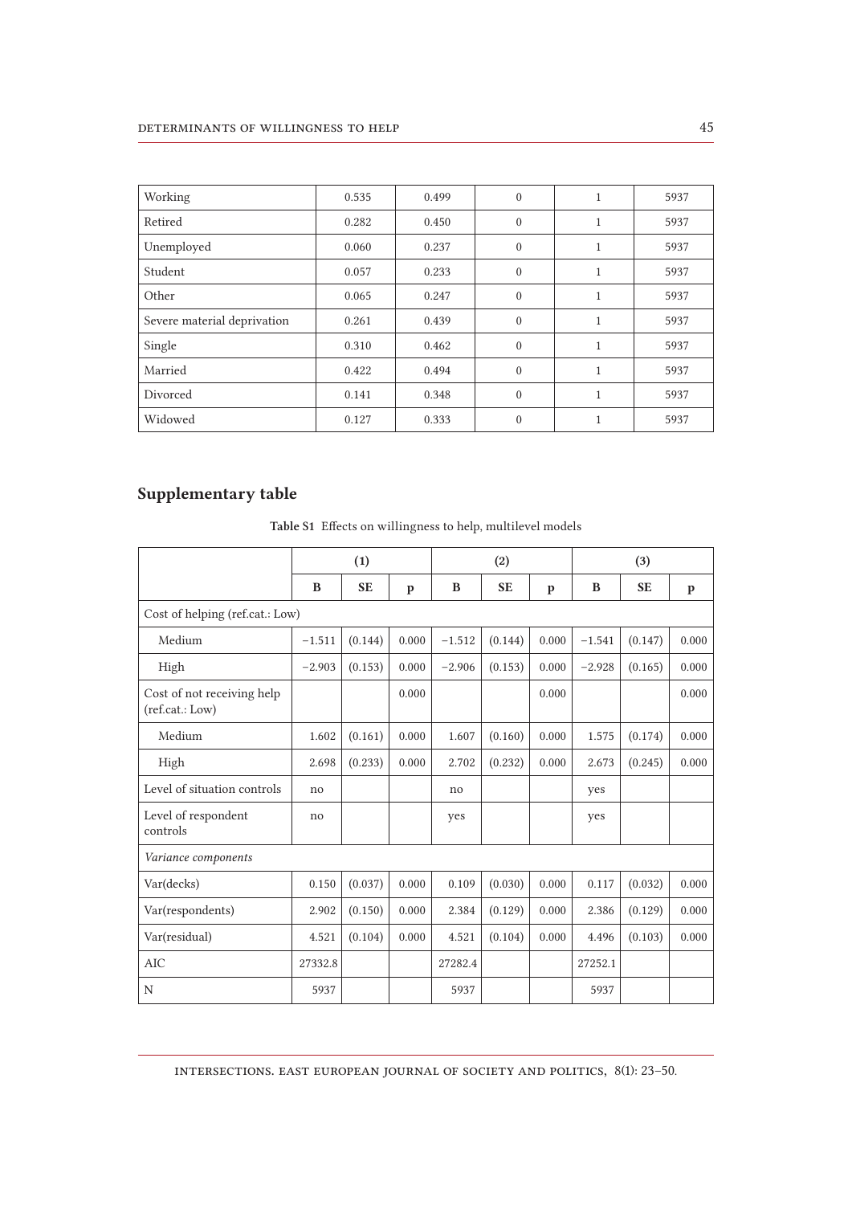| Working | 0.535 | 0.499 | 0 | 1 | 5937 |
|---|---|---|---|---|---|
| Retired | 0.282 | 0.450 | 0 | 1 | 5937 |
| Unemployed | 0.060 | 0.237 | 0 | 1 | 5937 |
| Student | 0.057 | 0.233 | 0 | 1 | 5937 |
| Other | 0.065 | 0.247 | 0 | 1 | 5937 |
| Severe material deprivation | 0.261 | 0.439 | 0 | 1 | 5937 |
| Single | 0.310 | 0.462 | 0 | 1 | 5937 |
| Married | 0.422 | 0.494 | 0 | 1 | 5937 |
| Divorced | 0.141 | 0.348 | 0 | 1 | 5937 |
| Widowed | 0.127 | 0.333 | 0 | 1 | 5937 |

## Supplementary table

**Table S1** Effects on willingness to help, multilevel models

| | (1) | | | (2) | | | (3) | | |
|---|---|---|---|---|---|---|---|---|---|
| | **B** | **SE** | **p** | **B** | **SE** | **p** | **B** | **SE** | **p** |
| Cost of helping (ref.cat.: Low) | | | | | | | | | |
| Medium | −1.511 | (0.144) | 0.000 | −1.512 | (0.144) | 0.000 | −1.541 | (0.147) | 0.000 |
| High | −2.903 | (0.153) | 0.000 | −2.906 | (0.153) | 0.000 | −2.928 | (0.165) | 0.000 |
| Cost of not receiving help (ref.cat.: Low) | | | 0.000 | | | 0.000 | | | 0.000 |
| Medium | 1.602 | (0.161) | 0.000 | 1.607 | (0.160) | 0.000 | 1.575 | (0.174) | 0.000 |
| High | 2.698 | (0.233) | 0.000 | 2.702 | (0.232) | 0.000 | 2.673 | (0.245) | 0.000 |
| Level of situation controls | no | | | no | | | yes | | |
| Level of respondent controls | no | | | yes | | | yes | | |
| *Variance components* | | | | | | | | | |
| Var(decks) | 0.150 | (0.037) | 0.000 | 0.109 | (0.030) | 0.000 | 0.117 | (0.032) | 0.000 |
| Var(respondents) | 2.902 | (0.150) | 0.000 | 2.384 | (0.129) | 0.000 | 2.386 | (0.129) | 0.000 |
| Var(residual) | 4.521 | (0.104) | 0.000 | 4.521 | (0.104) | 0.000 | 4.496 | (0.103) | 0.000 |
| AIC | 27332.8 | | | 27282.4 | | | 27252.1 | | |
| N | 5937 | | | 5937 | | | 5937 | | |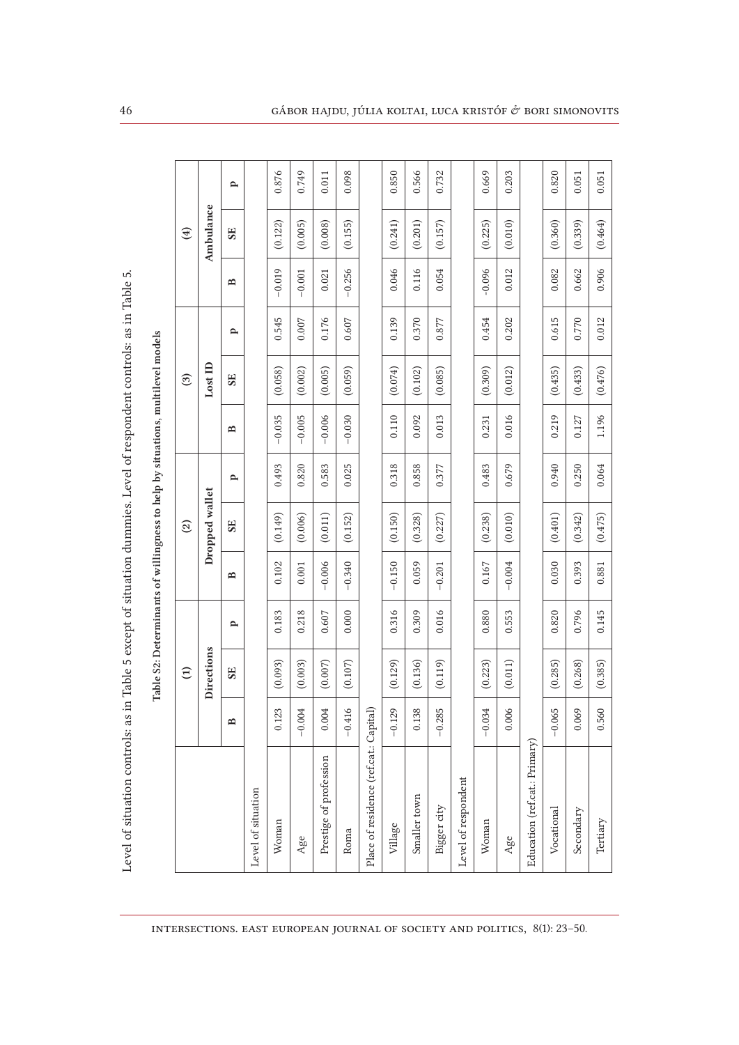Level of situation controls: as in Table 5 except of situation dummies. Level of respondent controls: as in Table 5.

**Table S2: Determinants of willingness to help by situations, multilevel models**

| | (1) | | | (2) | | | (3) | | | (4) | | |
|---|---|---|---|---|---|---|---|---|---|---|---|---|
| | Directions | | | Dropped wallet | | | Lost ID | | | Ambulance | | |
| | B | SE | P | B | SE | P | B | SE | P | B | SE | P |
| Level of situation | | | | | | | | | | | | |
| Woman | 0.123 | (0.093) | 0.183 | 0.102 | (0.149) | 0.493 | −0.035 | (0.058) | 0.545 | −0.019 | (0.122) | 0.876 |
| Age | −0.004 | (0.003) | 0.218 | 0.001 | (0.006) | 0.820 | −0.005 | (0.002) | 0.007 | −0.001 | (0.005) | 0.749 |
| Prestige of profession | 0.004 | (0.007) | 0.607 | −0.006 | (0.011) | 0.583 | −0.006 | (0.005) | 0.176 | 0.021 | (0.008) | 0.011 |
| Roma | −0.416 | (0.107) | 0.000 | −0.340 | (0.152) | 0.025 | −0.030 | (0.059) | 0.607 | −0.256 | (0.155) | 0.098 |
| Place of residence (ref.cat.: Capital) | | | | | | | | | | | | |
| Village | −0.129 | (0.129) | 0.316 | −0.150 | (0.150) | 0.318 | 0.110 | (0.074) | 0.139 | 0.046 | (0.241) | 0.850 |
| Smaller town | 0.138 | (0.136) | 0.309 | 0.059 | (0.328) | 0.858 | 0.092 | (0.102) | 0.370 | 0.116 | (0.201) | 0.566 |
| Bigger city | −0.285 | (0.119) | 0.016 | −0.201 | (0.227) | 0.377 | 0.013 | (0.085) | 0.877 | 0.054 | (0.157) | 0.732 |
| Level of respondent | | | | | | | | | | | | |
| Woman | −0.034 | (0.223) | 0.880 | 0.167 | (0.238) | 0.483 | 0.231 | (0.309) | 0.454 | -0.096 | (0.225) | 0.669 |
| Age | 0.006 | (0.011) | 0.553 | −0.004 | (0.010) | 0.679 | 0.016 | (0.012) | 0.202 | 0.012 | (0.010) | 0.203 |
| Education (ref.cat.: Primary) | | | | | | | | | | | | |
| Vocational | −0.065 | (0.285) | 0.820 | 0.030 | (0.401) | 0.940 | 0.219 | (0.435) | 0.615 | 0.082 | (0.360) | 0.820 |
| Secondary | 0.069 | (0.268) | 0.796 | 0.393 | (0.342) | 0.250 | 0.127 | (0.433) | 0.770 | 0.662 | (0.339) | 0.051 |
| Tertiary | 0.560 | (0.385) | 0.145 | 0.881 | (0.475) | 0.064 | 1.196 | (0.476) | 0.012 | 0.906 | (0.464) | 0.051 |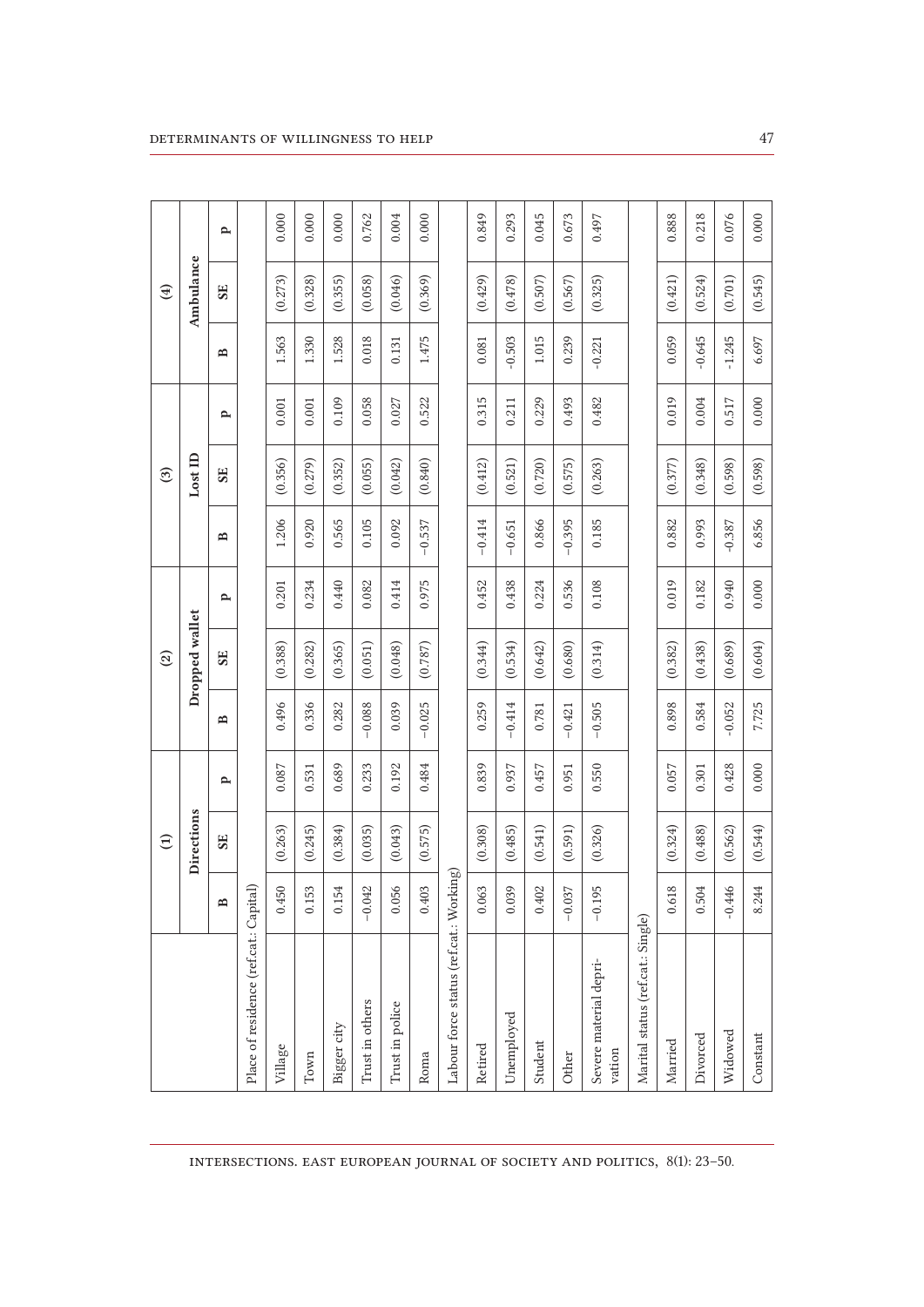| | (1) | | | (2) | | | (3) | | | (4) | | |
|---|---|---|---|---|---|---|---|---|---|---|---|---|
| | Directions | | | Dropped wallet | | | Lost ID | | | Ambulance | | |
| | B | SE | P | B | SE | P | B | SE | P | B | SE | P |
| Place of residence (ref.cat.: Capital) | | | | | | | | | | | | |
| Village | 0.450 | (0.263) | 0.087 | 0.496 | (0.388) | 0.201 | 1.206 | (0.356) | 0.001 | 1.563 | (0.273) | 0.000 |
| Town | 0.153 | (0.245) | 0.531 | 0.336 | (0.282) | 0.234 | 0.920 | (0.279) | 0.001 | 1.330 | (0.328) | 0.000 |
| Bigger city | 0.154 | (0.384) | 0.689 | 0.282 | (0.365) | 0.440 | 0.565 | (0.352) | 0.109 | 1.528 | (0.355) | 0.000 |
| Trust in others | −0.042 | (0.035) | 0.233 | −0.088 | (0.051) | 0.082 | 0.105 | (0.055) | 0.058 | 0.018 | (0.058) | 0.762 |
| Trust in police | 0.056 | (0.043) | 0.192 | 0.039 | (0.048) | 0.414 | 0.092 | (0.042) | 0.027 | 0.131 | (0.046) | 0.004 |
| Roma | 0.403 | (0.575) | 0.484 | −0.025 | (0.787) | 0.975 | −0.537 | (0.840) | 0.522 | 1.475 | (0.369) | 0.000 |
| Labour force status (ref.cat.: Working) | | | | | | | | | | | | |
| Retired | 0.063 | (0.308) | 0.839 | 0.259 | (0.344) | 0.452 | −0.414 | (0.412) | 0.315 | 0.081 | (0.429) | 0.849 |
| Unemployed | 0.039 | (0.485) | 0.937 | -0.414 | (0.534) | 0.438 | -0.651 | (0.521) | 0.211 | -0.503 | (0.478) | 0.293 |
| Student | 0.402 | (0.541) | 0.457 | 0.781 | (0.642) | 0.224 | 0.866 | (0.720) | 0.229 | 1.015 | (0.507) | 0.045 |
| Other | −0.037 | (0.591) | 0.951 | −0.421 | (0.680) | 0.536 | −0.395 | (0.575) | 0.493 | 0.239 | (0.567) | 0.673 |
| Severe material deprivation | −0.195 | (0.326) | 0.550 | −0.505 | (0.314) | 0.108 | 0.185 | (0.263) | 0.482 | -0.221 | (0.325) | 0.497 |
| Marital status (ref.cat.: Single) | | | | | | | | | | | | |
| Married | 0.618 | (0.324) | 0.057 | 0.898 | (0.382) | 0.019 | 0.882 | (0.377) | 0.019 | 0.059 | (0.421) | 0.888 |
| Divorced | 0.504 | (0.488) | 0.301 | 0.584 | (0.438) | 0.182 | 0.993 | (0.348) | 0.004 | -0.645 | (0.524) | 0.218 |
| Widowed | -0.446 | (0.562) | 0.428 | -0.052 | (0.689) | 0.940 | -0.387 | (0.598) | 0.517 | -1.245 | (0.701) | 0.076 |
| Constant | 8.244 | (0.544) | 0.000 | 7.725 | (0.604) | 0.000 | 6.856 | (0.598) | 0.000 | 6.697 | (0.545) | 0.000 |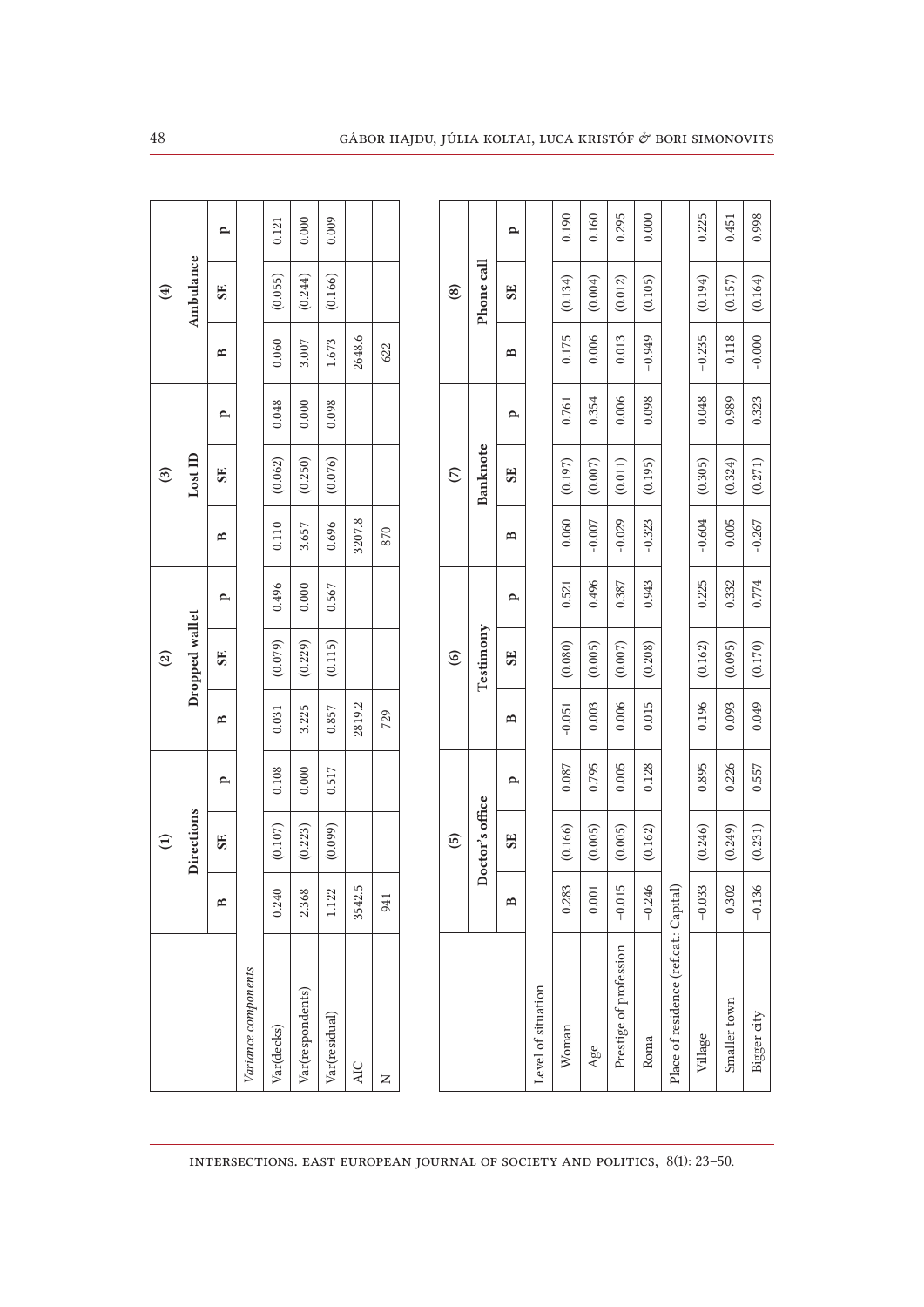| | (1) | | | (2) | | | (3) | | | (4) | | |
|---|---|---|---|---|---|---|---|---|---|---|---|---|
| | Directions | | | Dropped wallet | | | Lost ID | | | Ambulance | | |
| | B | SE | P | B | SE | P | B | SE | P | B | SE | P |
| *Variance components* | | | | | | | | | | | | |
| Var(decks) | 0.240 | (0.107) | 0.108 | 0.031 | (0.079) | 0.496 | 0.110 | (0.062) | 0.048 | 0.060 | (0.055) | 0.121 |
| Var(respondents) | 2.368 | (0.223) | 0.000 | 3.225 | (0.229) | 0.000 | 3.657 | (0.250) | 0.000 | 3.007 | (0.244) | 0.000 |
| Var(residual) | 1.122 | (0.099) | 0.517 | 0.857 | (0.115) | 0.567 | 0.696 | (0.076) | 0.098 | 1.673 | (0.166) | 0.009 |
| AIC | 3542.5 | | | 2819.2 | | | 3207.8 | | | 2648.6 | | |
| N | 941 | | | 729 | | | 870 | | | 622 | | |

| | (5) | | | (6) | | | (7) | | | (8) | | |
|---|---|---|---|---|---|---|---|---|---|---|---|---|
| | Doctor's office | | | Testimony | | | Banknote | | | Phone call | | |
| | B | SE | P | B | SE | P | B | SE | P | B | SE | P |
| Level of situation | | | | | | | | | | | | |
| Woman | 0.283 | (0.166) | 0.087 | -0.051 | (0.080) | 0.521 | 0.060 | (0.197) | 0.761 | 0.175 | (0.134) | 0.190 |
| Age | 0.001 | (0.005) | 0.795 | 0.003 | (0.005) | 0.496 | -0.007 | (0.007) | 0.354 | 0.006 | (0.004) | 0.160 |
| Prestige of profession | −0.015 | (0.005) | 0.005 | 0.006 | (0.007) | 0.387 | -0.029 | (0.011) | 0.006 | 0.013 | (0.012) | 0.295 |
| Roma | −0.246 | (0.162) | 0.128 | 0.015 | (0.208) | 0.943 | -0.323 | (0.195) | 0.098 | −0.949 | (0.105) | 0.000 |
| Place of residence (ref.cat.: Capital) | | | | | | | | | | | | |
| Village | −0.033 | (0.246) | 0.895 | 0.196 | (0.162) | 0.225 | -0.604 | (0.305) | 0.048 | −0.235 | (0.194) | 0.225 |
| Smaller town | 0.302 | (0.249) | 0.226 | 0.093 | (0.095) | 0.332 | 0.005 | (0.324) | 0.989 | 0.118 | (0.157) | 0.451 |
| Bigger city | −0.136 | (0.231) | 0.557 | 0.049 | (0.170) | 0.774 | -0.267 | (0.271) | 0.323 | -0.000 | (0.164) | 0.998 |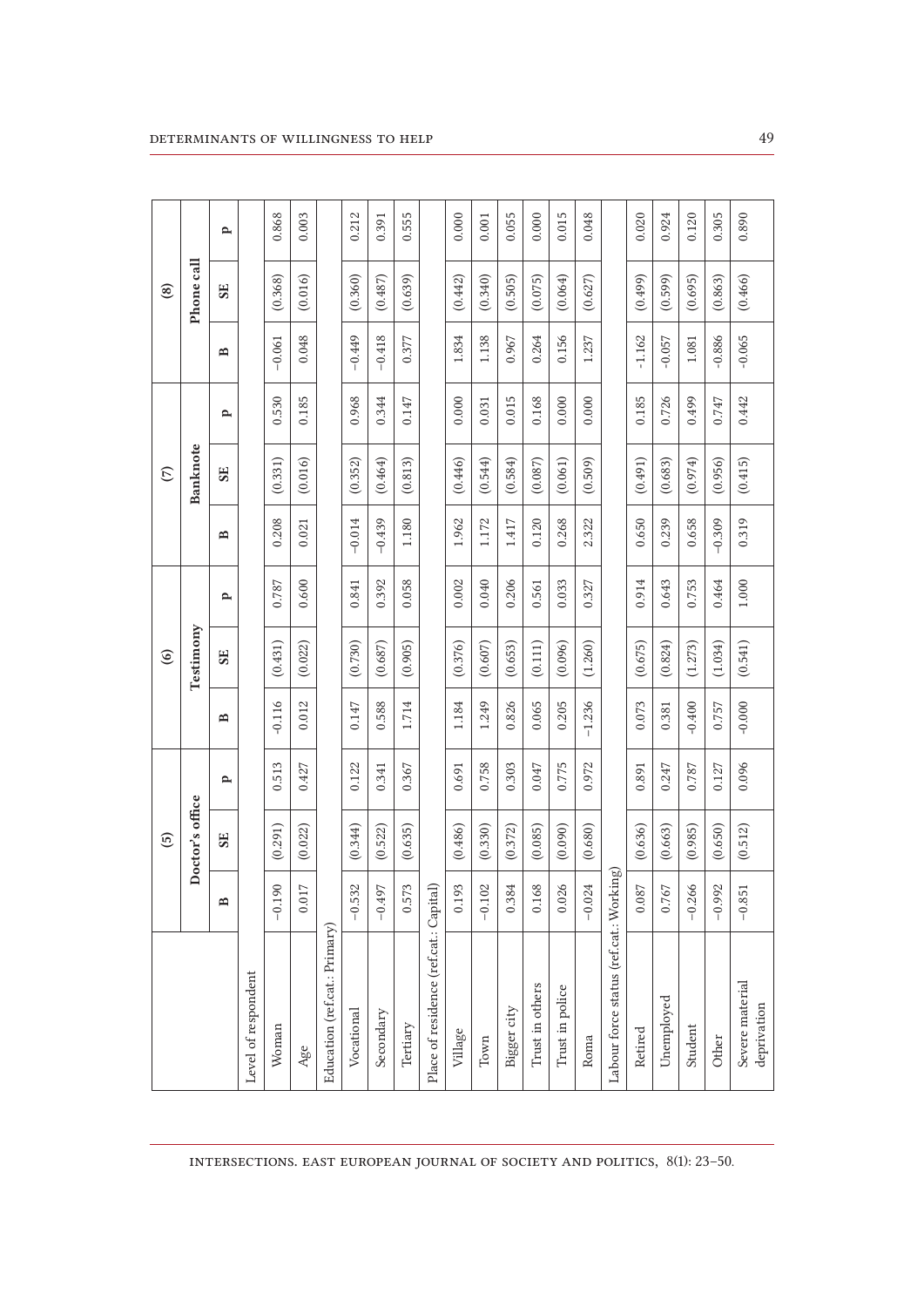| | (5) | | | (6) | | | (7) | | | (8) | | |
|---|---|---|---|---|---|---|---|---|---|---|---|---|
| | Doctor's office | | | Testimony | | | Banknote | | | Phone call | | |
| | B | SE | P | B | SE | P | B | SE | P | B | SE | P |
| Level of respondent | | | | | | | | | | | | |
| Woman | −0.190 | (0.291) | 0.513 | -0.116 | (0.431) | 0.787 | 0.208 | (0.331) | 0.530 | −0.061 | (0.368) | 0.868 |
| Age | 0.017 | (0.022) | 0.427 | 0.012 | (0.022) | 0.600 | 0.021 | (0.016) | 0.185 | 0.048 | (0.016) | 0.003 |
| Education (ref.cat.: Primary) | | | | | | | | | | | | |
| Vocational | −0.532 | (0.344) | 0.122 | 0.147 | (0.730) | 0.841 | −0.014 | (0.352) | 0.968 | −0.449 | (0.360) | 0.212 |
| Secondary | −0.497 | (0.522) | 0.341 | 0.588 | (0.687) | 0.392 | −0.439 | (0.464) | 0.344 | −0.418 | (0.487) | 0.391 |
| Tertiary | 0.573 | (0.635) | 0.367 | 1.714 | (0.905) | 0.058 | 1.180 | (0.813) | 0.147 | 0.377 | (0.639) | 0.555 |
| Place of residence (ref.cat.: Capital) | | | | | | | | | | | | |
| Village | 0.193 | (0.486) | 0.691 | 1.184 | (0.376) | 0.002 | 1.962 | (0.446) | 0.000 | 1.834 | (0.442) | 0.000 |
| Town | −0.102 | (0.330) | 0.758 | 1.249 | (0.607) | 0.040 | 1.172 | (0.544) | 0.031 | 1.138 | (0.340) | 0.001 |
| Bigger city | 0.384 | (0.372) | 0.303 | 0.826 | (0.653) | 0.206 | 1.417 | (0.584) | 0.015 | 0.967 | (0.505) | 0.055 |
| Trust in others | 0.168 | (0.085) | 0.047 | 0.065 | (0.111) | 0.561 | 0.120 | (0.087) | 0.168 | 0.264 | (0.075) | 0.000 |
| Trust in police | 0.026 | (0.090) | 0.775 | 0.205 | (0.096) | 0.033 | 0.268 | (0.061) | 0.000 | 0.156 | (0.064) | 0.015 |
| Roma | −0.024 | (0.680) | 0.972 | −1.236 | (1.260) | 0.327 | 2.322 | (0.509) | 0.000 | 1.237 | (0.627) | 0.048 |
| Labour force status (ref.cat.: Working) | | | | | | | | | | | | |
| Retired | 0.087 | (0.636) | 0.891 | 0.073 | (0.675) | 0.914 | 0.650 | (0.491) | 0.185 | -1.162 | (0.499) | 0.020 |
| Unemployed | 0.767 | (0.663) | 0.247 | 0.381 | (0.824) | 0.643 | 0.239 | (0.683) | 0.726 | -0.057 | (0.599) | 0.924 |
| Student | −0.266 | (0.985) | 0.787 | -0.400 | (1.273) | 0.753 | 0.658 | (0.974) | 0.499 | 1.081 | (0.695) | 0.120 |
| Other | −0.992 | (0.650) | 0.127 | 0.757 | (1.034) | 0.464 | −0.309 | (0.956) | 0.747 | -0.886 | (0.863) | 0.305 |
| Severe material deprivation | −0.851 | (0.512) | 0.096 | -0.000 | (0.541) | 1.000 | 0.319 | (0.415) | 0.442 | -0.065 | (0.466) | 0.890 |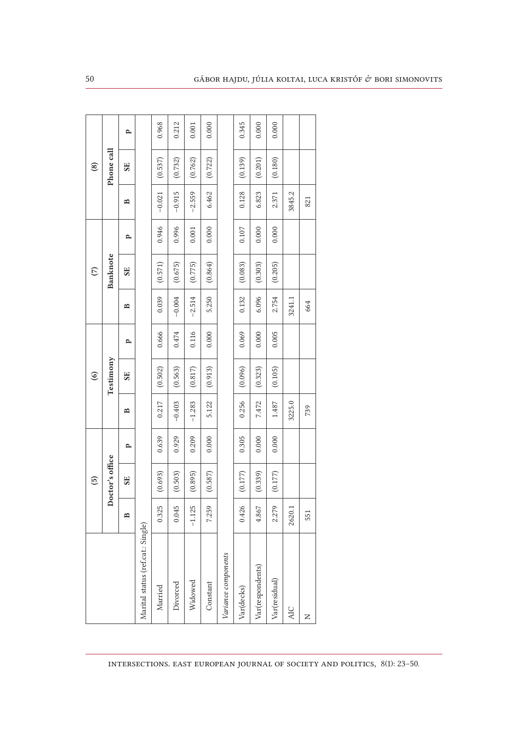| | (5) | | | (6) | | | (7) | | | (8) | | |
|---|---|---|---|---|---|---|---|---|---|---|---|---|
| | Doctor's office | | | Testimony | | | Banknote | | | Phone call | | |
| | B | SE | P | B | SE | P | B | SE | P | B | SE | P |
| Marital status (ref.cat.: Single) | | | | | | | | | | | | |
| Married | 0.325 | (0.693) | 0.639 | 0.217 | (0.502) | 0.666 | 0.039 | (0.571) | 0.946 | −0.021 | (0.537) | 0.968 |
| Divorced | 0.045 | (0.503) | 0.929 | −0.403 | (0.563) | 0.474 | −0.004 | (0.675) | 0.996 | −0.915 | (0.732) | 0.212 |
| Widowed | −1.125 | (0.895) | 0.209 | −1.283 | (0.817) | 0.116 | −2.514 | (0.775) | 0.001 | −2.559 | (0.762) | 0.001 |
| Constant | 7.259 | (0.587) | 0.000 | 5.122 | (0.913) | 0.000 | 5.250 | (0.864) | 0.000 | 6.462 | (0.722) | 0.000 |
| *Variance components* | | | | | | | | | | | | |
| Var(decks) | 0.426 | (0.177) | 0.305 | 0.256 | (0.096) | 0.069 | 0.132 | (0.083) | 0.107 | 0.128 | (0.139) | 0.345 |
| Var(respondents) | 4.867 | (0.339) | 0.000 | 7.472 | (0.323) | 0.000 | 6.096 | (0.303) | 0.000 | 6.823 | (0.201) | 0.000 |
| Var(residual) | 2.279 | (0.177) | 0.000 | 1.487 | (0.105) | 0.005 | 2.754 | (0.205) | 0.000 | 2.371 | (0.180) | 0.000 |
| AIC | 2620.1 | | | 3225.0 | | | 3241.1 | | | 3845.2 | | |
| N | 551 | | | 739 | | | 664 | | | 821 | | |